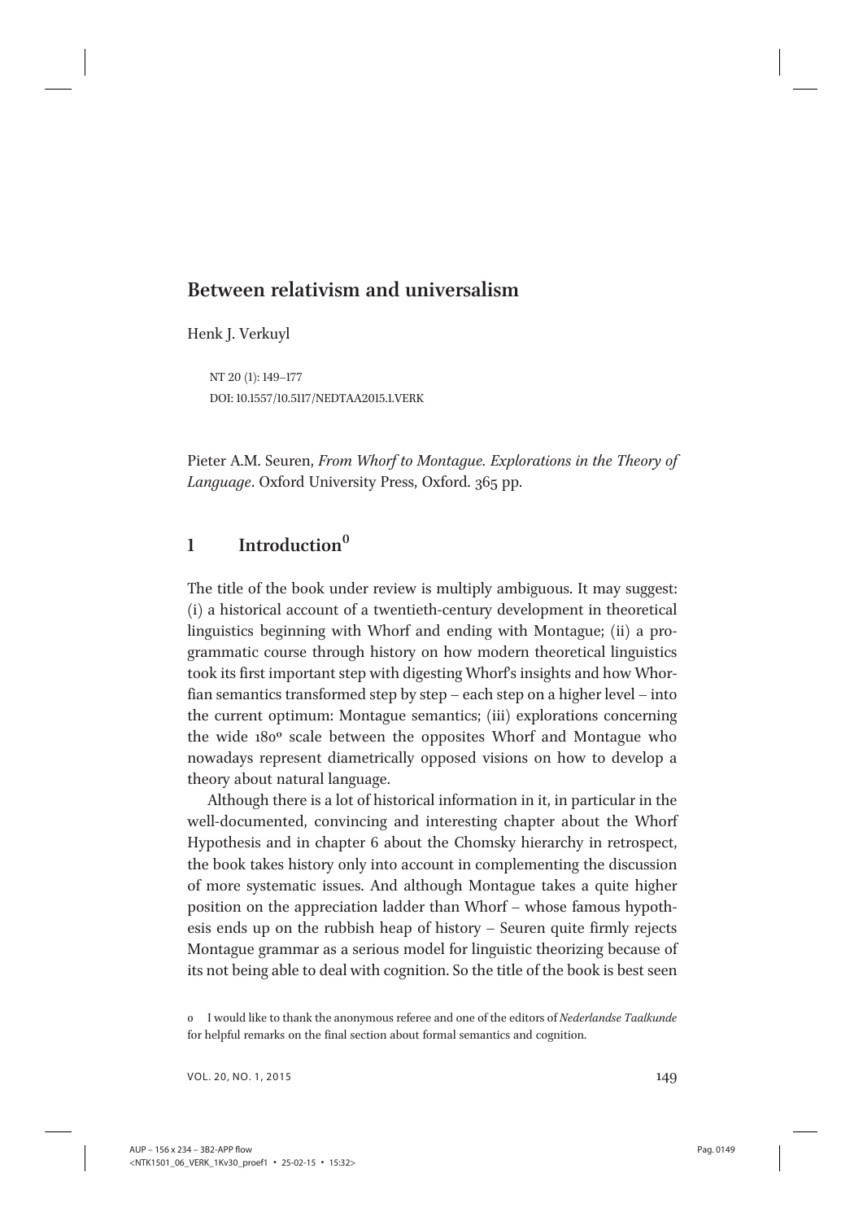# Between relativism and universalism

Henk J. Verkuyl

NT 20 (1): 149–177
DOI: 10.1557/10.5117/NEDTAA2015.1.VERK

Pieter A.M. Seuren, *From Whorf to Montague. Explorations in the Theory of Language*. Oxford University Press, Oxford. 365 pp.

## 1 Introduction[0]

The title of the book under review is multiply ambiguous. It may suggest: (i) a historical account of a twentieth-century development in theoretical linguistics beginning with Whorf and ending with Montague; (ii) a programmatic course through history on how modern theoretical linguistics took its first important step with digesting Whorf's insights and how Whorfian semantics transformed step by step – each step on a higher level – into the current optimum: Montague semantics; (iii) explorations concerning the wide 180º scale between the opposites Whorf and Montague who nowadays represent diametrically opposed visions on how to develop a theory about natural language.

Although there is a lot of historical information in it, in particular in the well-documented, convincing and interesting chapter about the Whorf Hypothesis and in chapter 6 about the Chomsky hierarchy in retrospect, the book takes history only into account in complementing the discussion of more systematic issues. And although Montague takes a quite higher position on the appreciation ladder than Whorf – whose famous hypothesis ends up on the rubbish heap of history – Seuren quite firmly rejects Montague grammar as a serious model for linguistic theorizing because of its not being able to deal with cognition. So the title of the book is best seen

0 I would like to thank the anonymous referee and one of the editors of *Nederlandse Taalkunde* for helpful remarks on the final section about formal semantics and cognition.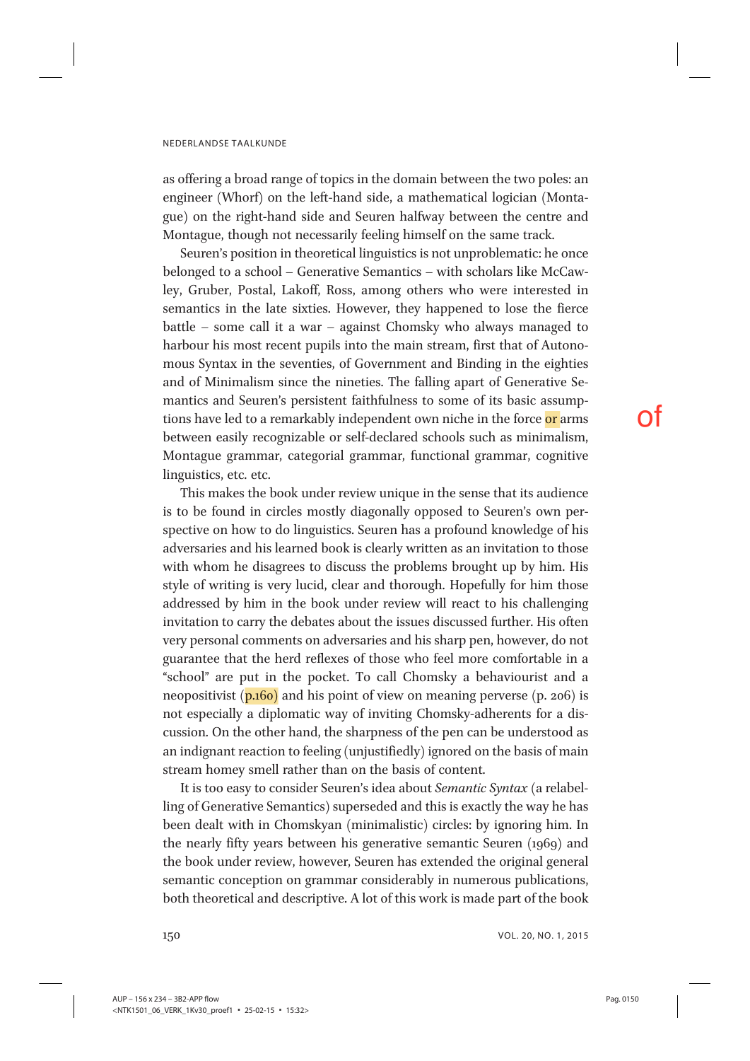as offering a broad range of topics in the domain between the two poles: an engineer (Whorf) on the left-hand side, a mathematical logician (Montague) on the right-hand side and Seuren halfway between the centre and Montague, though not necessarily feeling himself on the same track.

Seuren's position in theoretical linguistics is not unproblematic: he once belonged to a school – Generative Semantics – with scholars like McCawley, Gruber, Postal, Lakoff, Ross, among others who were interested in semantics in the late sixties. However, they happened to lose the fierce battle – some call it a war – against Chomsky who always managed to harbour his most recent pupils into the main stream, first that of Autonomous Syntax in the seventies, of Government and Binding in the eighties and of Minimalism since the nineties. The falling apart of Generative Semantics and Seuren's persistent faithfulness to some of its basic assumptions have led to a remarkably independent own niche in the force or arms between easily recognizable or self-declared schools such as minimalism, Montague grammar, categorial grammar, functional grammar, cognitive linguistics, etc. etc.

This makes the book under review unique in the sense that its audience is to be found in circles mostly diagonally opposed to Seuren's own perspective on how to do linguistics. Seuren has a profound knowledge of his adversaries and his learned book is clearly written as an invitation to those with whom he disagrees to discuss the problems brought up by him. His style of writing is very lucid, clear and thorough. Hopefully for him those addressed by him in the book under review will react to his challenging invitation to carry the debates about the issues discussed further. His often very personal comments on adversaries and his sharp pen, however, do not guarantee that the herd reflexes of those who feel more comfortable in a "school" are put in the pocket. To call Chomsky a behaviourist and a neopositivist (p.160) and his point of view on meaning perverse (p. 206) is not especially a diplomatic way of inviting Chomsky-adherents for a discussion. On the other hand, the sharpness of the pen can be understood as an indignant reaction to feeling (unjustifiedly) ignored on the basis of main stream homey smell rather than on the basis of content.

It is too easy to consider Seuren's idea about *Semantic Syntax* (a relabelling of Generative Semantics) superseded and this is exactly the way he has been dealt with in Chomskyan (minimalistic) circles: by ignoring him. In the nearly fifty years between his generative semantic Seuren (1969) and the book under review, however, Seuren has extended the original general semantic conception on grammar considerably in numerous publications, both theoretical and descriptive. A lot of this work is made part of the book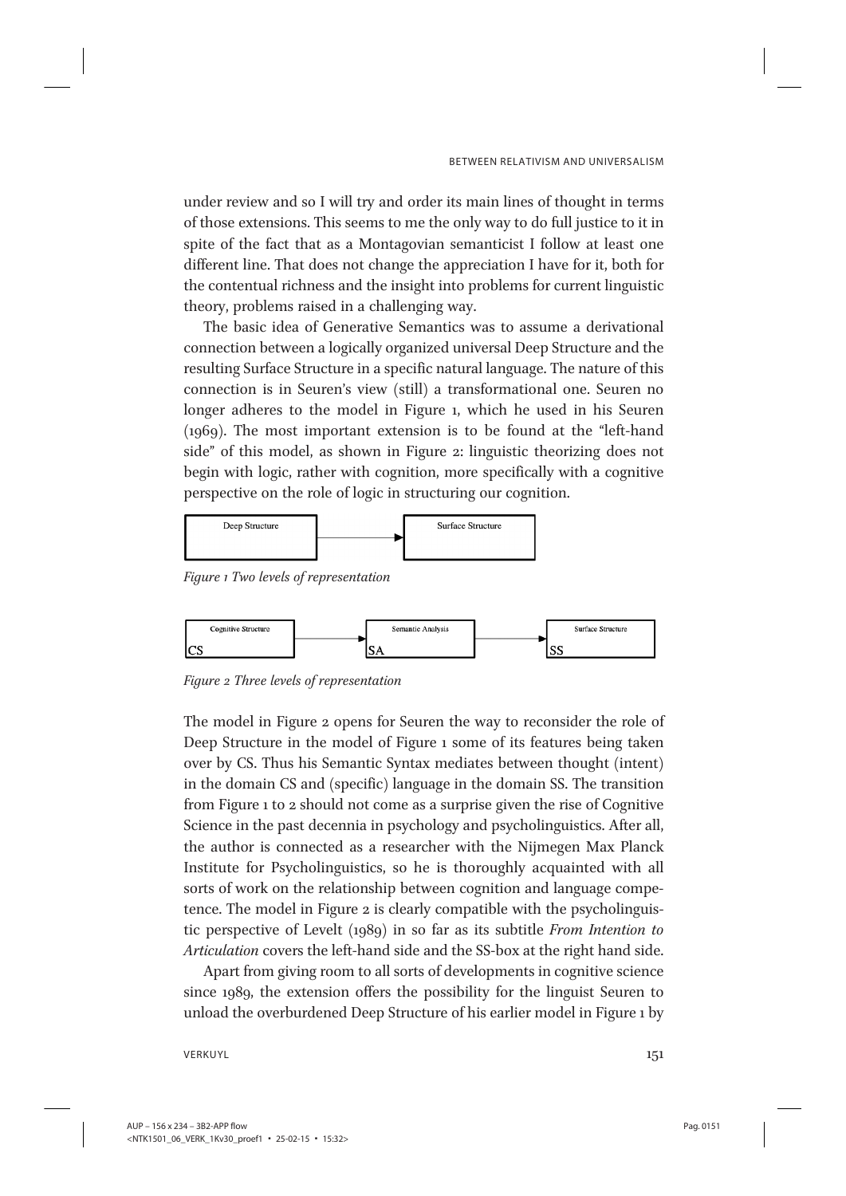under review and so I will try and order its main lines of thought in terms of those extensions. This seems to me the only way to do full justice to it in spite of the fact that as a Montagovian semanticist I follow at least one different line. That does not change the appreciation I have for it, both for the contentual richness and the insight into problems for current linguistic theory, problems raised in a challenging way.

The basic idea of Generative Semantics was to assume a derivational connection between a logically organized universal Deep Structure and the resulting Surface Structure in a specific natural language. The nature of this connection is in Seuren's view (still) a transformational one. Seuren no longer adheres to the model in Figure 1, which he used in his Seuren (1969). The most important extension is to be found at the "left-hand side" of this model, as shown in Figure 2: linguistic theorizing does not begin with logic, rather with cognition, more specifically with a cognitive perspective on the role of logic in structuring our cognition.

```
[ Deep Structure ] ---------> [ Surface Structure ]
```

*Figure 1 Two levels of representation*

```
[ Cognitive Structure  ] ---------> [ Semantic Analysis ] ---------> [ Surface Structure ]
[ CS                   ]            [ SA                ]            [ SS                ]
```

*Figure 2 Three levels of representation*

The model in Figure 2 opens for Seuren the way to reconsider the role of Deep Structure in the model of Figure 1 some of its features being taken over by CS. Thus his Semantic Syntax mediates between thought (intent) in the domain CS and (specific) language in the domain SS. The transition from Figure 1 to 2 should not come as a surprise given the rise of Cognitive Science in the past decennia in psychology and psycholinguistics. After all, the author is connected as a researcher with the Nijmegen Max Planck Institute for Psycholinguistics, so he is thoroughly acquainted with all sorts of work on the relationship between cognition and language competence. The model in Figure 2 is clearly compatible with the psycholinguistic perspective of Levelt (1989) in so far as its subtitle *From Intention to Articulation* covers the left-hand side and the SS-box at the right hand side.

Apart from giving room to all sorts of developments in cognitive science since 1989, the extension offers the possibility for the linguist Seuren to unload the overburdened Deep Structure of his earlier model in Figure 1 by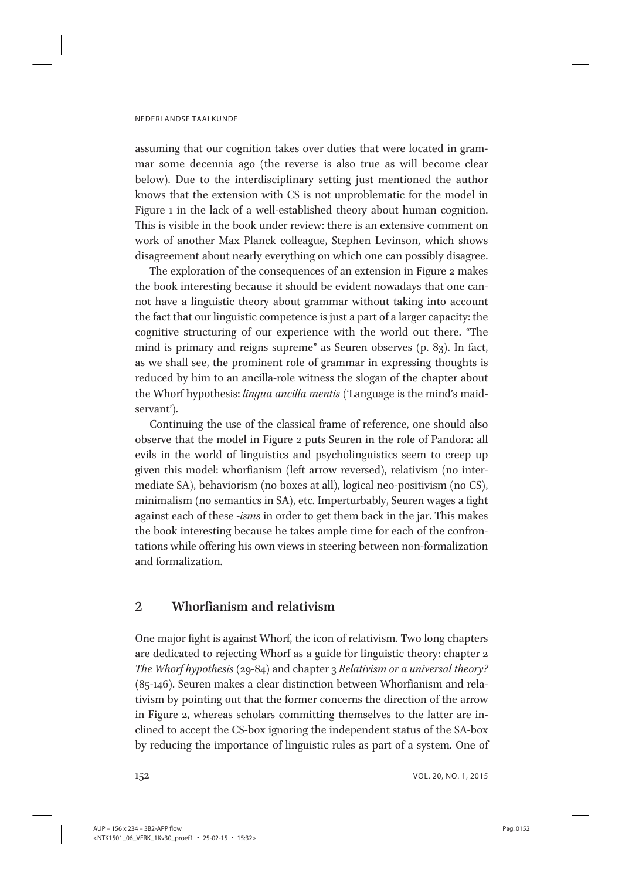assuming that our cognition takes over duties that were located in grammar some decennia ago (the reverse is also true as will become clear below). Due to the interdisciplinary setting just mentioned the author knows that the extension with CS is not unproblematic for the model in Figure 1 in the lack of a well-established theory about human cognition. This is visible in the book under review: there is an extensive comment on work of another Max Planck colleague, Stephen Levinson, which shows disagreement about nearly everything on which one can possibly disagree.

The exploration of the consequences of an extension in Figure 2 makes the book interesting because it should be evident nowadays that one cannot have a linguistic theory about grammar without taking into account the fact that our linguistic competence is just a part of a larger capacity: the cognitive structuring of our experience with the world out there. "The mind is primary and reigns supreme" as Seuren observes (p. 83). In fact, as we shall see, the prominent role of grammar in expressing thoughts is reduced by him to an ancilla-role witness the slogan of the chapter about the Whorf hypothesis: *lingua ancilla mentis* ('Language is the mind's maidservant').

Continuing the use of the classical frame of reference, one should also observe that the model in Figure 2 puts Seuren in the role of Pandora: all evils in the world of linguistics and psycholinguistics seem to creep up given this model: whorfianism (left arrow reversed), relativism (no intermediate SA), behaviorism (no boxes at all), logical neo-positivism (no CS), minimalism (no semantics in SA), etc. Imperturbably, Seuren wages a fight against each of these *-isms* in order to get them back in the jar. This makes the book interesting because he takes ample time for each of the confrontations while offering his own views in steering between non-formalization and formalization.

## 2 Whorfianism and relativism

One major fight is against Whorf, the icon of relativism. Two long chapters are dedicated to rejecting Whorf as a guide for linguistic theory: chapter 2 *The Whorf hypothesis* (29-84) and chapter 3 *Relativism or a universal theory?* (85-146). Seuren makes a clear distinction between Whorfianism and relativism by pointing out that the former concerns the direction of the arrow in Figure 2, whereas scholars committing themselves to the latter are inclined to accept the CS-box ignoring the independent status of the SA-box by reducing the importance of linguistic rules as part of a system. One of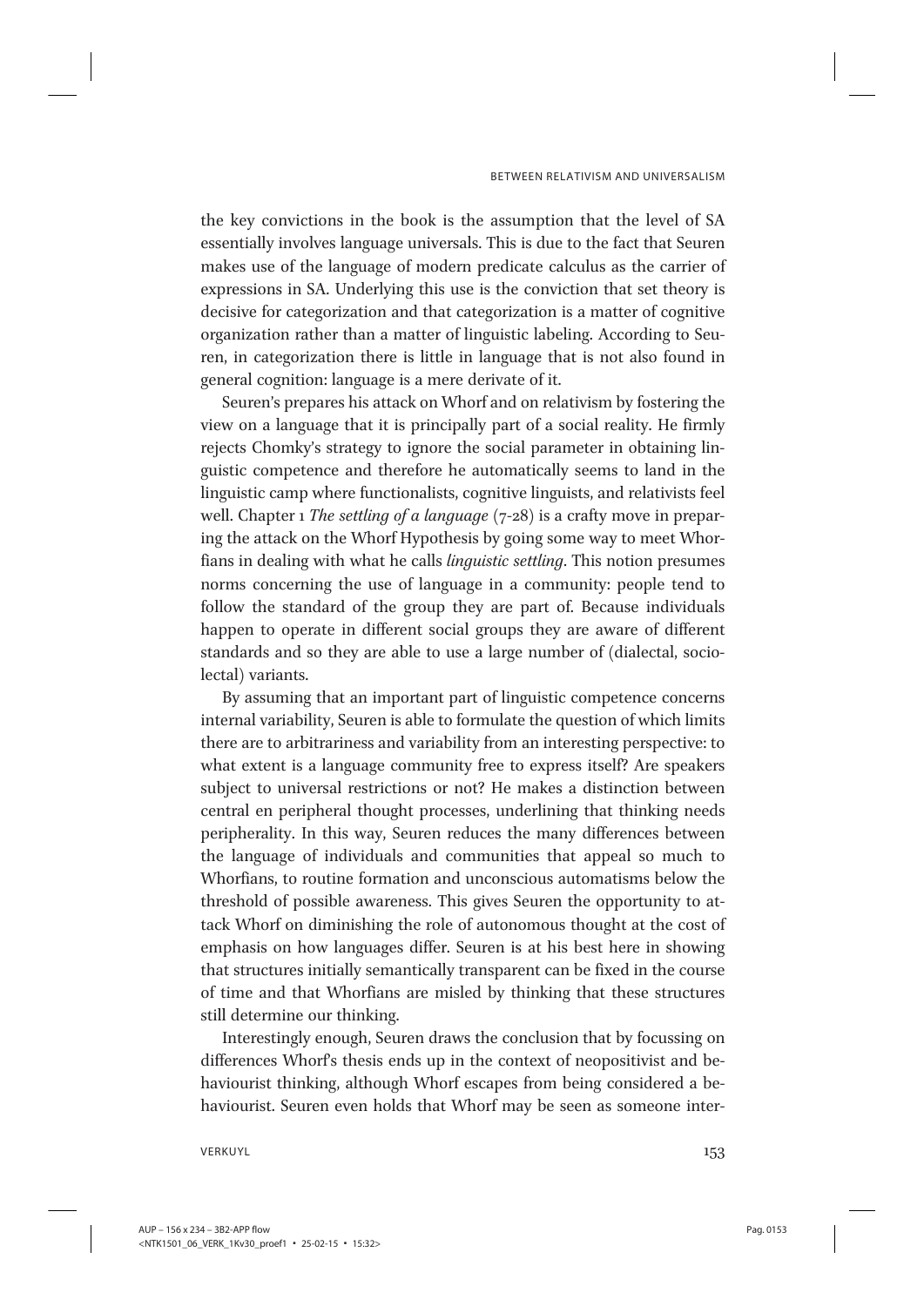the key convictions in the book is the assumption that the level of SA essentially involves language universals. This is due to the fact that Seuren makes use of the language of modern predicate calculus as the carrier of expressions in SA. Underlying this use is the conviction that set theory is decisive for categorization and that categorization is a matter of cognitive organization rather than a matter of linguistic labeling. According to Seuren, in categorization there is little in language that is not also found in general cognition: language is a mere derivate of it.

Seuren's prepares his attack on Whorf and on relativism by fostering the view on a language that it is principally part of a social reality. He firmly rejects Chomky's strategy to ignore the social parameter in obtaining linguistic competence and therefore he automatically seems to land in the linguistic camp where functionalists, cognitive linguists, and relativists feel well. Chapter 1 *The settling of a language* (7-28) is a crafty move in preparing the attack on the Whorf Hypothesis by going some way to meet Whorfians in dealing with what he calls *linguistic settling*. This notion presumes norms concerning the use of language in a community: people tend to follow the standard of the group they are part of. Because individuals happen to operate in different social groups they are aware of different standards and so they are able to use a large number of (dialectal, sociolectal) variants.

By assuming that an important part of linguistic competence concerns internal variability, Seuren is able to formulate the question of which limits there are to arbitrariness and variability from an interesting perspective: to what extent is a language community free to express itself? Are speakers subject to universal restrictions or not? He makes a distinction between central en peripheral thought processes, underlining that thinking needs peripherality. In this way, Seuren reduces the many differences between the language of individuals and communities that appeal so much to Whorfians, to routine formation and unconscious automatisms below the threshold of possible awareness. This gives Seuren the opportunity to attack Whorf on diminishing the role of autonomous thought at the cost of emphasis on how languages differ. Seuren is at his best here in showing that structures initially semantically transparent can be fixed in the course of time and that Whorfians are misled by thinking that these structures still determine our thinking.

Interestingly enough, Seuren draws the conclusion that by focussing on differences Whorf's thesis ends up in the context of neopositivist and behaviourist thinking, although Whorf escapes from being considered a behaviourist. Seuren even holds that Whorf may be seen as someone inter-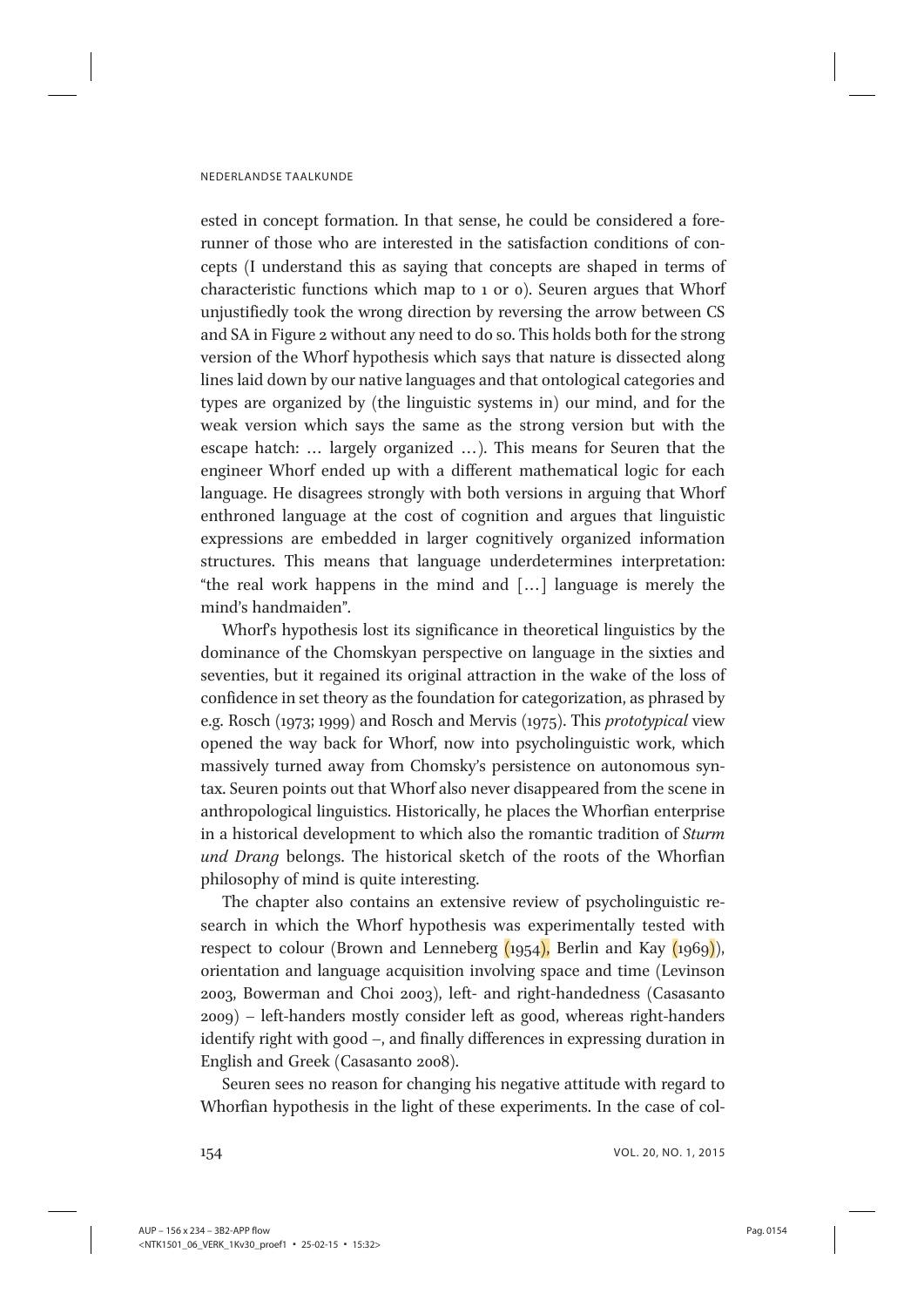ested in concept formation. In that sense, he could be considered a forerunner of those who are interested in the satisfaction conditions of concepts (I understand this as saying that concepts are shaped in terms of characteristic functions which map to 1 or 0). Seuren argues that Whorf unjustifiedly took the wrong direction by reversing the arrow between CS and SA in Figure 2 without any need to do so. This holds both for the strong version of the Whorf hypothesis which says that nature is dissected along lines laid down by our native languages and that ontological categories and types are organized by (the linguistic systems in) our mind, and for the weak version which says the same as the strong version but with the escape hatch: … largely organized …). This means for Seuren that the engineer Whorf ended up with a different mathematical logic for each language. He disagrees strongly with both versions in arguing that Whorf enthroned language at the cost of cognition and argues that linguistic expressions are embedded in larger cognitively organized information structures. This means that language underdetermines interpretation: "the real work happens in the mind and […] language is merely the mind's handmaiden".

Whorf's hypothesis lost its significance in theoretical linguistics by the dominance of the Chomskyan perspective on language in the sixties and seventies, but it regained its original attraction in the wake of the loss of confidence in set theory as the foundation for categorization, as phrased by e.g. Rosch (1973; 1999) and Rosch and Mervis (1975). This *prototypical* view opened the way back for Whorf, now into psycholinguistic work, which massively turned away from Chomsky's persistence on autonomous syntax. Seuren points out that Whorf also never disappeared from the scene in anthropological linguistics. Historically, he places the Whorfian enterprise in a historical development to which also the romantic tradition of *Sturm und Drang* belongs. The historical sketch of the roots of the Whorfian philosophy of mind is quite interesting.

The chapter also contains an extensive review of psycholinguistic research in which the Whorf hypothesis was experimentally tested with respect to colour (Brown and Lenneberg (1954), Berlin and Kay (1969)), orientation and language acquisition involving space and time (Levinson 2003, Bowerman and Choi 2003), left- and right-handedness (Casasanto 2009) – left-handers mostly consider left as good, whereas right-handers identify right with good –, and finally differences in expressing duration in English and Greek (Casasanto 2008).

Seuren sees no reason for changing his negative attitude with regard to Whorfian hypothesis in the light of these experiments. In the case of col-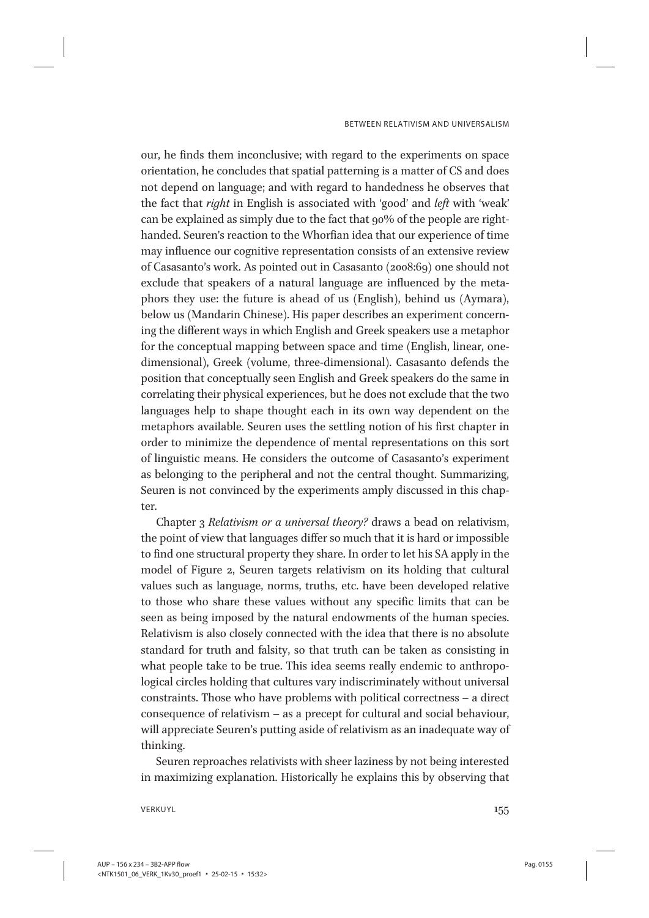our, he finds them inconclusive; with regard to the experiments on space orientation, he concludes that spatial patterning is a matter of CS and does not depend on language; and with regard to handedness he observes that the fact that *right* in English is associated with 'good' and *left* with 'weak' can be explained as simply due to the fact that 90% of the people are right-handed. Seuren's reaction to the Whorfian idea that our experience of time may influence our cognitive representation consists of an extensive review of Casasanto's work. As pointed out in Casasanto (2008:69) one should not exclude that speakers of a natural language are influenced by the metaphors they use: the future is ahead of us (English), behind us (Aymara), below us (Mandarin Chinese). His paper describes an experiment concerning the different ways in which English and Greek speakers use a metaphor for the conceptual mapping between space and time (English, linear, one-dimensional), Greek (volume, three-dimensional). Casasanto defends the position that conceptually seen English and Greek speakers do the same in correlating their physical experiences, but he does not exclude that the two languages help to shape thought each in its own way dependent on the metaphors available. Seuren uses the settling notion of his first chapter in order to minimize the dependence of mental representations on this sort of linguistic means. He considers the outcome of Casasanto's experiment as belonging to the peripheral and not the central thought. Summarizing, Seuren is not convinced by the experiments amply discussed in this chapter.

Chapter 3 *Relativism or a universal theory?* draws a bead on relativism, the point of view that languages differ so much that it is hard or impossible to find one structural property they share. In order to let his SA apply in the model of Figure 2, Seuren targets relativism on its holding that cultural values such as language, norms, truths, etc. have been developed relative to those who share these values without any specific limits that can be seen as being imposed by the natural endowments of the human species. Relativism is also closely connected with the idea that there is no absolute standard for truth and falsity, so that truth can be taken as consisting in what people take to be true. This idea seems really endemic to anthropological circles holding that cultures vary indiscriminately without universal constraints. Those who have problems with political correctness – a direct consequence of relativism – as a precept for cultural and social behaviour, will appreciate Seuren's putting aside of relativism as an inadequate way of thinking.

Seuren reproaches relativists with sheer laziness by not being interested in maximizing explanation. Historically he explains this by observing that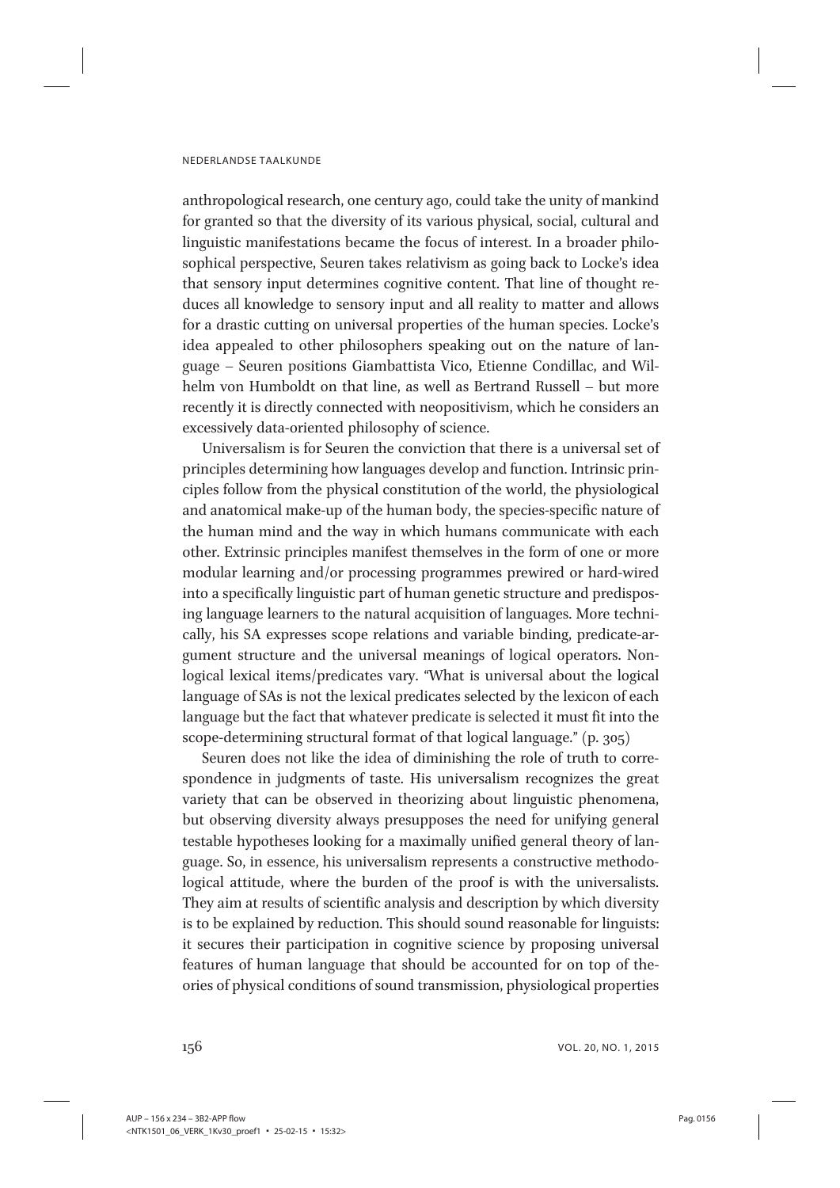anthropological research, one century ago, could take the unity of mankind for granted so that the diversity of its various physical, social, cultural and linguistic manifestations became the focus of interest. In a broader philosophical perspective, Seuren takes relativism as going back to Locke's idea that sensory input determines cognitive content. That line of thought reduces all knowledge to sensory input and all reality to matter and allows for a drastic cutting on universal properties of the human species. Locke's idea appealed to other philosophers speaking out on the nature of language – Seuren positions Giambattista Vico, Etienne Condillac, and Wilhelm von Humboldt on that line, as well as Bertrand Russell – but more recently it is directly connected with neopositivism, which he considers an excessively data-oriented philosophy of science.

Universalism is for Seuren the conviction that there is a universal set of principles determining how languages develop and function. Intrinsic principles follow from the physical constitution of the world, the physiological and anatomical make-up of the human body, the species-specific nature of the human mind and the way in which humans communicate with each other. Extrinsic principles manifest themselves in the form of one or more modular learning and/or processing programmes prewired or hard-wired into a specifically linguistic part of human genetic structure and predisposing language learners to the natural acquisition of languages. More technically, his SA expresses scope relations and variable binding, predicate-argument structure and the universal meanings of logical operators. Nonlogical lexical items/predicates vary. "What is universal about the logical language of SAs is not the lexical predicates selected by the lexicon of each language but the fact that whatever predicate is selected it must fit into the scope-determining structural format of that logical language." (p. 305)

Seuren does not like the idea of diminishing the role of truth to correspondence in judgments of taste. His universalism recognizes the great variety that can be observed in theorizing about linguistic phenomena, but observing diversity always presupposes the need for unifying general testable hypotheses looking for a maximally unified general theory of language. So, in essence, his universalism represents a constructive methodological attitude, where the burden of the proof is with the universalists. They aim at results of scientific analysis and description by which diversity is to be explained by reduction. This should sound reasonable for linguists: it secures their participation in cognitive science by proposing universal features of human language that should be accounted for on top of theories of physical conditions of sound transmission, physiological properties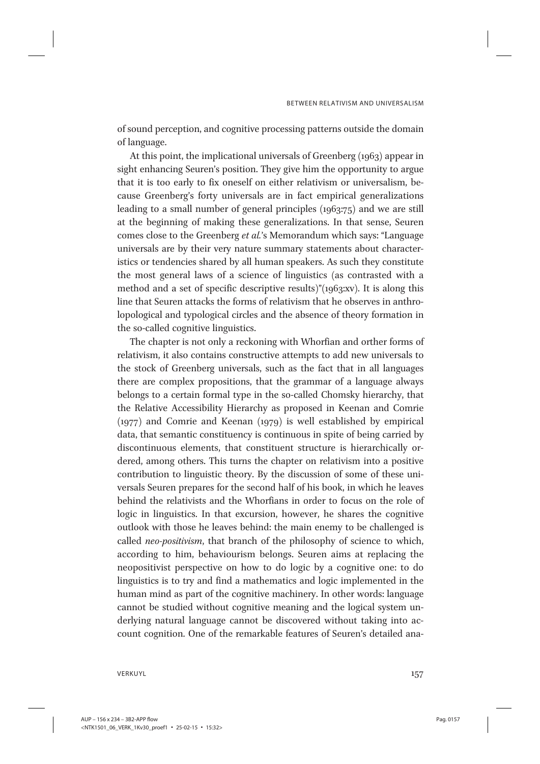of sound perception, and cognitive processing patterns outside the domain of language.

At this point, the implicational universals of Greenberg (1963) appear in sight enhancing Seuren's position. They give him the opportunity to argue that it is too early to fix oneself on either relativism or universalism, because Greenberg's forty universals are in fact empirical generalizations leading to a small number of general principles (1963:75) and we are still at the beginning of making these generalizations. In that sense, Seuren comes close to the Greenberg *et al.*'s Memorandum which says: "Language universals are by their very nature summary statements about characteristics or tendencies shared by all human speakers. As such they constitute the most general laws of a science of linguistics (as contrasted with a method and a set of specific descriptive results)"(1963:xv). It is along this line that Seuren attacks the forms of relativism that he observes in anthropological and typological circles and the absence of theory formation in the so-called cognitive linguistics.

The chapter is not only a reckoning with Whorfian and orther forms of relativism, it also contains constructive attempts to add new universals to the stock of Greenberg universals, such as the fact that in all languages there are complex propositions, that the grammar of a language always belongs to a certain formal type in the so-called Chomsky hierarchy, that the Relative Accessibility Hierarchy as proposed in Keenan and Comrie (1977) and Comrie and Keenan (1979) is well established by empirical data, that semantic constituency is continuous in spite of being carried by discontinuous elements, that constituent structure is hierarchically ordered, among others. This turns the chapter on relativism into a positive contribution to linguistic theory. By the discussion of some of these universals Seuren prepares for the second half of his book, in which he leaves behind the relativists and the Whorfians in order to focus on the role of logic in linguistics. In that excursion, however, he shares the cognitive outlook with those he leaves behind: the main enemy to be challenged is called *neo-positivism*, that branch of the philosophy of science to which, according to him, behaviourism belongs. Seuren aims at replacing the neopositivist perspective on how to do logic by a cognitive one: to do linguistics is to try and find a mathematics and logic implemented in the human mind as part of the cognitive machinery. In other words: language cannot be studied without cognitive meaning and the logical system underlying natural language cannot be discovered without taking into account cognition. One of the remarkable features of Seuren's detailed ana-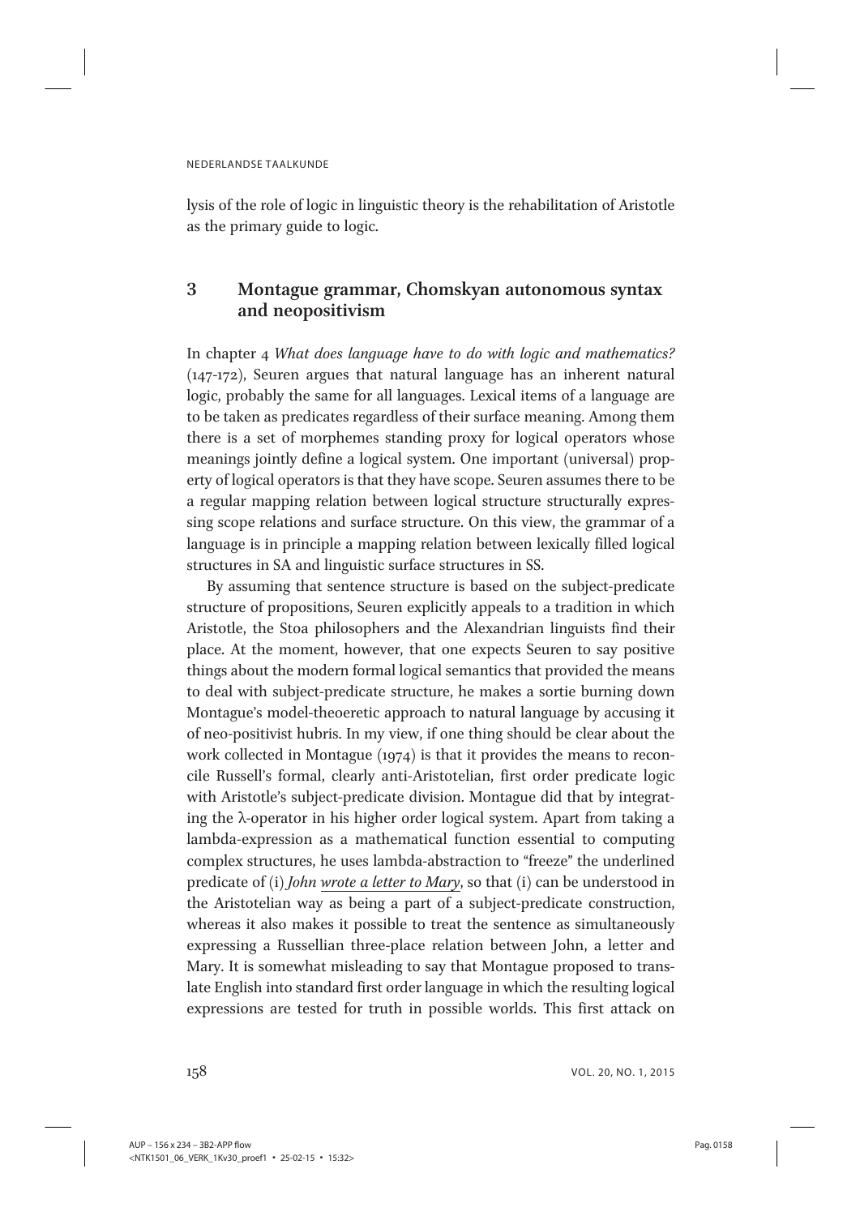lysis of the role of logic in linguistic theory is the rehabilitation of Aristotle as the primary guide to logic.

## 3 Montague grammar, Chomskyan autonomous syntax and neopositivism

In chapter 4 *What does language have to do with logic and mathematics?* (147-172), Seuren argues that natural language has an inherent natural logic, probably the same for all languages. Lexical items of a language are to be taken as predicates regardless of their surface meaning. Among them there is a set of morphemes standing proxy for logical operators whose meanings jointly define a logical system. One important (universal) property of logical operators is that they have scope. Seuren assumes there to be a regular mapping relation between logical structure structurally expressing scope relations and surface structure. On this view, the grammar of a language is in principle a mapping relation between lexically filled logical structures in SA and linguistic surface structures in SS.

By assuming that sentence structure is based on the subject-predicate structure of propositions, Seuren explicitly appeals to a tradition in which Aristotle, the Stoa philosophers and the Alexandrian linguists find their place. At the moment, however, that one expects Seuren to say positive things about the modern formal logical semantics that provided the means to deal with subject-predicate structure, he makes a sortie burning down Montague's model-theoretic approach to natural language by accusing it of neo-positivist hubris. In my view, if one thing should be clear about the work collected in Montague (1974) is that it provides the means to reconcile Russell's formal, clearly anti-Aristotelian, first order predicate logic with Aristotle's subject-predicate division. Montague did that by integrating the λ-operator in his higher order logical system. Apart from taking a lambda-expression as a mathematical function essential to computing complex structures, he uses lambda-abstraction to "freeze" the underlined predicate of (i) *John <u>wrote a letter to Mary</u>*, so that (i) can be understood in the Aristotelian way as being a part of a subject-predicate construction, whereas it also makes it possible to treat the sentence as simultaneously expressing a Russellian three-place relation between John, a letter and Mary. It is somewhat misleading to say that Montague proposed to translate English into standard first order language in which the resulting logical expressions are tested for truth in possible worlds. This first attack on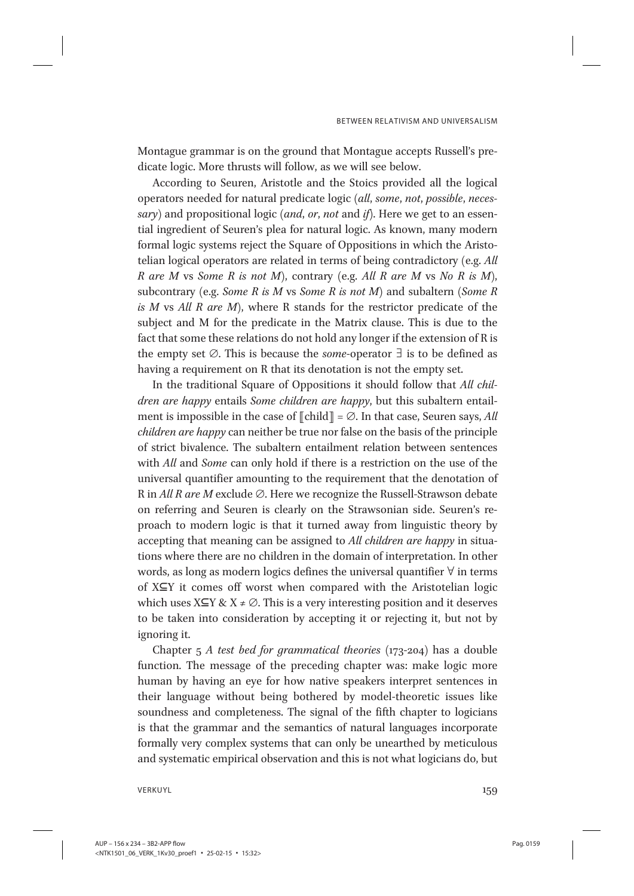Montague grammar is on the ground that Montague accepts Russell's predicate logic. More thrusts will follow, as we will see below.

According to Seuren, Aristotle and the Stoics provided all the logical operators needed for natural predicate logic (*all*, *some*, *not*, *possible*, *necessary*) and propositional logic (*and*, *or*, *not* and *if*). Here we get to an essential ingredient of Seuren's plea for natural logic. As known, many modern formal logic systems reject the Square of Oppositions in which the Aristotelian logical operators are related in terms of being contradictory (e.g. *All R are M* vs *Some R is not M*), contrary (e.g. *All R are M* vs *No R is M*), subcontrary (e.g. *Some R is M* vs *Some R is not M*) and subaltern (*Some R is M* vs *All R are M*), where R stands for the restrictor predicate of the subject and M for the predicate in the Matrix clause. This is due to the fact that some these relations do not hold any longer if the extension of R is the empty set $\emptyset$. This is because the *some*-operator $\exists$ is to be defined as having a requirement on R that its denotation is not the empty set.

In the traditional Square of Oppositions it should follow that *All children are happy* entails *Some children are happy*, but this subaltern entailment is impossible in the case of $[\![\text{child}]\!] = \emptyset$. In that case, Seuren says, *All children are happy* can neither be true nor false on the basis of the principle of strict bivalence. The subaltern entailment relation between sentences with *All* and *Some* can only hold if there is a restriction on the use of the universal quantifier amounting to the requirement that the denotation of R in *All R are M* exclude $\emptyset$. Here we recognize the Russell-Strawson debate on referring and Seuren is clearly on the Strawsonian side. Seuren's reproach to modern logic is that it turned away from linguistic theory by accepting that meaning can be assigned to *All children are happy* in situations where there are no children in the domain of interpretation. In other words, as long as modern logics defines the universal quantifier $\forall$ in terms of $X \subseteq Y$ it comes off worst when compared with the Aristotelian logic which uses $X \subseteq Y$ & $X \neq \emptyset$. This is a very interesting position and it deserves to be taken into consideration by accepting it or rejecting it, but not by ignoring it.

Chapter 5 *A test bed for grammatical theories* (173-204) has a double function. The message of the preceding chapter was: make logic more human by having an eye for how native speakers interpret sentences in their language without being bothered by model-theoretic issues like soundness and completeness. The signal of the fifth chapter to logicians is that the grammar and the semantics of natural languages incorporate formally very complex systems that can only be unearthed by meticulous and systematic empirical observation and this is not what logicians do, but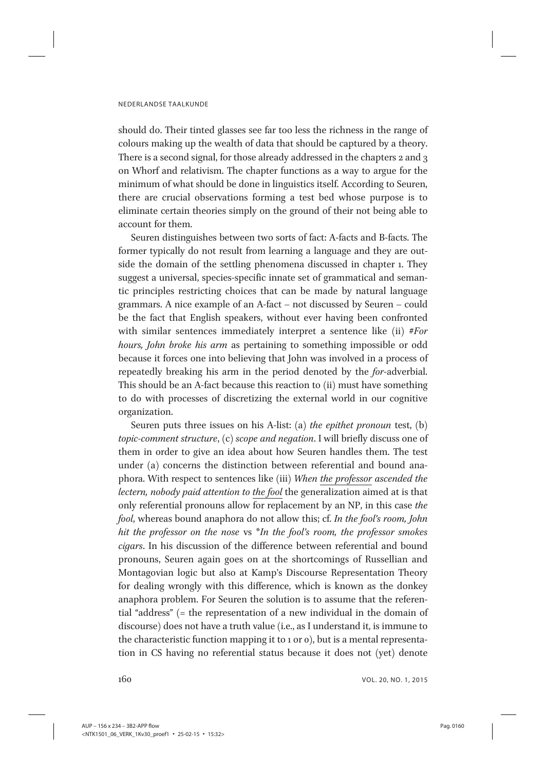should do. Their tinted glasses see far too less the richness in the range of colours making up the wealth of data that should be captured by a theory. There is a second signal, for those already addressed in the chapters 2 and 3 on Whorf and relativism. The chapter functions as a way to argue for the minimum of what should be done in linguistics itself. According to Seuren, there are crucial observations forming a test bed whose purpose is to eliminate certain theories simply on the ground of their not being able to account for them.

Seuren distinguishes between two sorts of fact: A-facts and B-facts. The former typically do not result from learning a language and they are outside the domain of the settling phenomena discussed in chapter 1. They suggest a universal, species-specific innate set of grammatical and semantic principles restricting choices that can be made by natural language grammars. A nice example of an A-fact – not discussed by Seuren – could be the fact that English speakers, without ever having been confronted with similar sentences immediately interpret a sentence like (ii) *#For hours, John broke his arm* as pertaining to something impossible or odd because it forces one into believing that John was involved in a process of repeatedly breaking his arm in the period denoted by the *for*-adverbial. This should be an A-fact because this reaction to (ii) must have something to do with processes of discretizing the external world in our cognitive organization.

Seuren puts three issues on his A-list: (a) *the epithet pronoun* test, (b) *topic-comment structure*, (c) *scope and negation*. I will briefly discuss one of them in order to give an idea about how Seuren handles them. The test under (a) concerns the distinction between referential and bound anaphora. With respect to sentences like (iii) *When <u>the professor</u> ascended the lectern, nobody paid attention to <u>the fool</u>* the generalization aimed at is that only referential pronouns allow for replacement by an NP, in this case *the fool*, whereas bound anaphora do not allow this; cf. *In the fool's room, John hit the professor on the nose* vs *\*In the fool's room, the professor smokes cigars*. In his discussion of the difference between referential and bound pronouns, Seuren again goes on at the shortcomings of Russellian and Montagovian logic but also at Kamp's Discourse Representation Theory for dealing wrongly with this difference, which is known as the donkey anaphora problem. For Seuren the solution is to assume that the referential "address" (= the representation of a new individual in the domain of discourse) does not have a truth value (i.e., as I understand it, is immune to the characteristic function mapping it to 1 or 0), but is a mental representation in CS having no referential status because it does not (yet) denote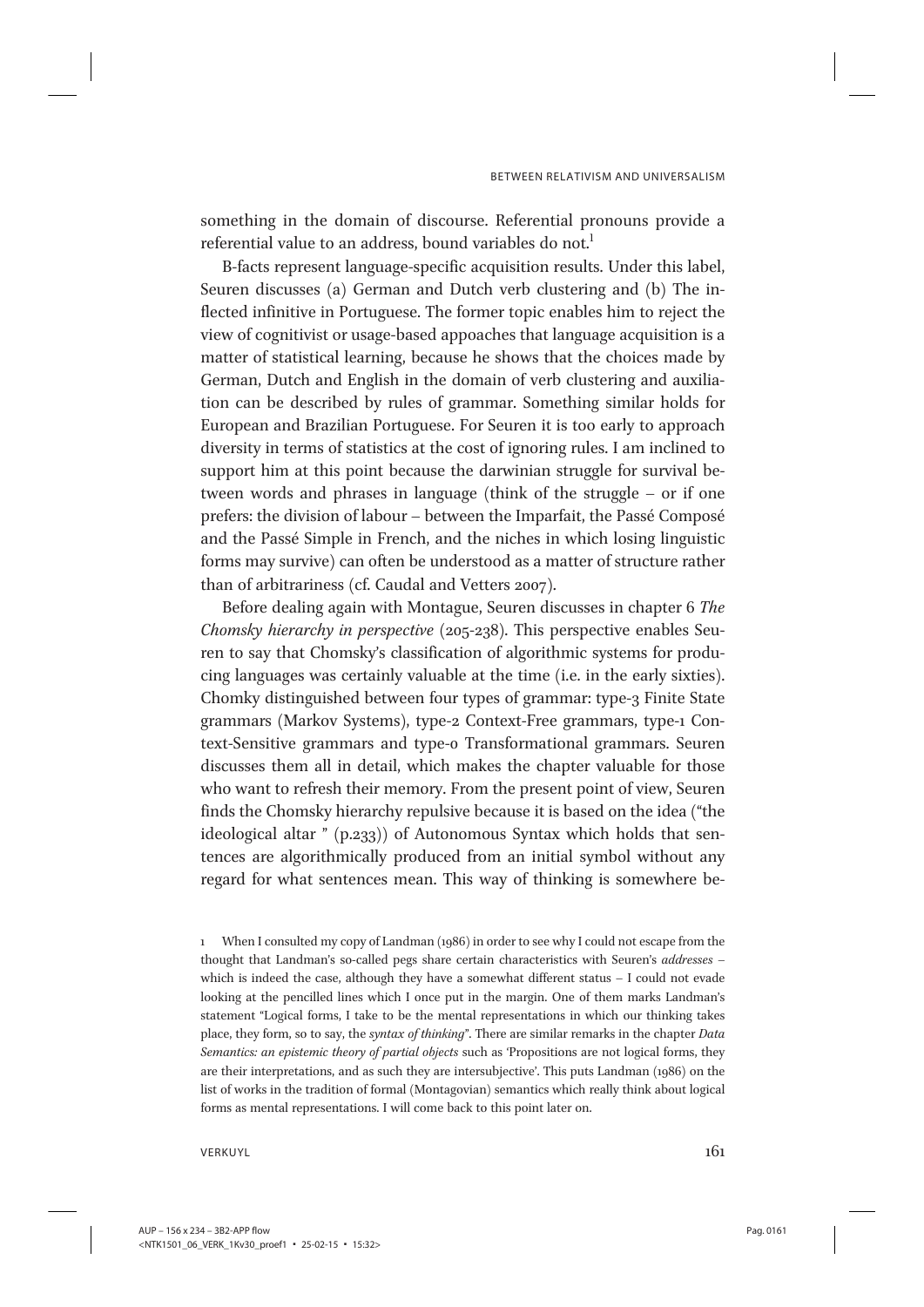something in the domain of discourse. Referential pronouns provide a referential value to an address, bound variables do not.[1]

B-facts represent language-specific acquisition results. Under this label, Seuren discusses (a) German and Dutch verb clustering and (b) The inflected infinitive in Portuguese. The former topic enables him to reject the view of cognitivist or usage-based appoaches that language acquisition is a matter of statistical learning, because he shows that the choices made by German, Dutch and English in the domain of verb clustering and auxiliation can be described by rules of grammar. Something similar holds for European and Brazilian Portuguese. For Seuren it is too early to approach diversity in terms of statistics at the cost of ignoring rules. I am inclined to support him at this point because the darwinian struggle for survival between words and phrases in language (think of the struggle – or if one prefers: the division of labour – between the Imparfait, the Passé Composé and the Passé Simple in French, and the niches in which losing linguistic forms may survive) can often be understood as a matter of structure rather than of arbitrariness (cf. Caudal and Vetters 2007).

Before dealing again with Montague, Seuren discusses in chapter 6 *The Chomsky hierarchy in perspective* (205-238). This perspective enables Seuren to say that Chomsky's classification of algorithmic systems for producing languages was certainly valuable at the time (i.e. in the early sixties). Chomky distinguished between four types of grammar: type-3 Finite State grammars (Markov Systems), type-2 Context-Free grammars, type-1 Context-Sensitive grammars and type-0 Transformational grammars. Seuren discusses them all in detail, which makes the chapter valuable for those who want to refresh their memory. From the present point of view, Seuren finds the Chomsky hierarchy repulsive because it is based on the idea ("the ideological altar " (p.233)) of Autonomous Syntax which holds that sentences are algorithmically produced from an initial symbol without any regard for what sentences mean. This way of thinking is somewhere be-

1 When I consulted my copy of Landman (1986) in order to see why I could not escape from the thought that Landman's so-called pegs share certain characteristics with Seuren's *addresses* – which is indeed the case, although they have a somewhat different status – I could not evade looking at the pencilled lines which I once put in the margin. One of them marks Landman's statement "Logical forms, I take to be the mental representations in which our thinking takes place, they form, so to say, the *syntax of thinking*". There are similar remarks in the chapter *Data Semantics: an epistemic theory of partial objects* such as 'Propositions are not logical forms, they are their interpretations, and as such they are intersubjective'. This puts Landman (1986) on the list of works in the tradition of formal (Montagovian) semantics which really think about logical forms as mental representations. I will come back to this point later on.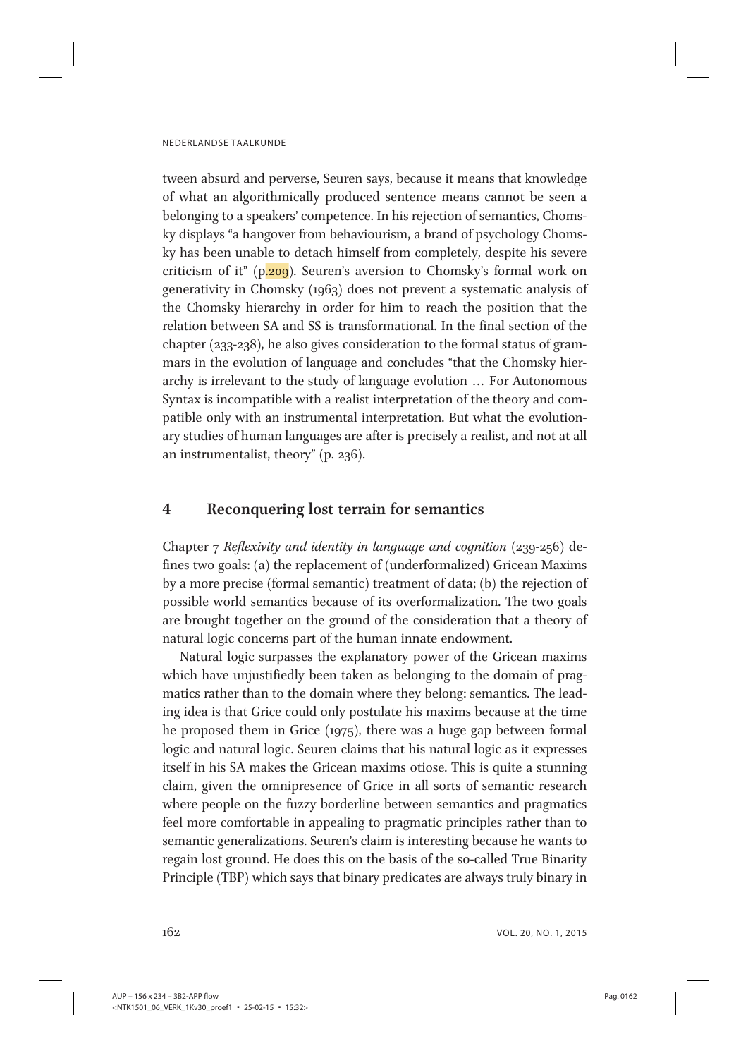tween absurd and perverse, Seuren says, because it means that knowledge of what an algorithmically produced sentence means cannot be seen a belonging to a speakers' competence. In his rejection of semantics, Chomsky displays "a hangover from behaviourism, a brand of psychology Chomsky has been unable to detach himself from completely, despite his severe criticism of it" (p.209). Seuren's aversion to Chomsky's formal work on generativity in Chomsky (1963) does not prevent a systematic analysis of the Chomsky hierarchy in order for him to reach the position that the relation between SA and SS is transformational. In the final section of the chapter (233-238), he also gives consideration to the formal status of grammars in the evolution of language and concludes "that the Chomsky hierarchy is irrelevant to the study of language evolution … For Autonomous Syntax is incompatible with a realist interpretation of the theory and compatible only with an instrumental interpretation. But what the evolutionary studies of human languages are after is precisely a realist, and not at all an instrumentalist, theory" (p. 236).

## 4 Reconquering lost terrain for semantics

Chapter 7 *Reflexivity and identity in language and cognition* (239-256) defines two goals: (a) the replacement of (underformalized) Gricean Maxims by a more precise (formal semantic) treatment of data; (b) the rejection of possible world semantics because of its overformalization. The two goals are brought together on the ground of the consideration that a theory of natural logic concerns part of the human innate endowment.

Natural logic surpasses the explanatory power of the Gricean maxims which have unjustifiedly been taken as belonging to the domain of pragmatics rather than to the domain where they belong: semantics. The leading idea is that Grice could only postulate his maxims because at the time he proposed them in Grice (1975), there was a huge gap between formal logic and natural logic. Seuren claims that his natural logic as it expresses itself in his SA makes the Gricean maxims otiose. This is quite a stunning claim, given the omnipresence of Grice in all sorts of semantic research where people on the fuzzy borderline between semantics and pragmatics feel more comfortable in appealing to pragmatic principles rather than to semantic generalizations. Seuren's claim is interesting because he wants to regain lost ground. He does this on the basis of the so-called True Binarity Principle (TBP) which says that binary predicates are always truly binary in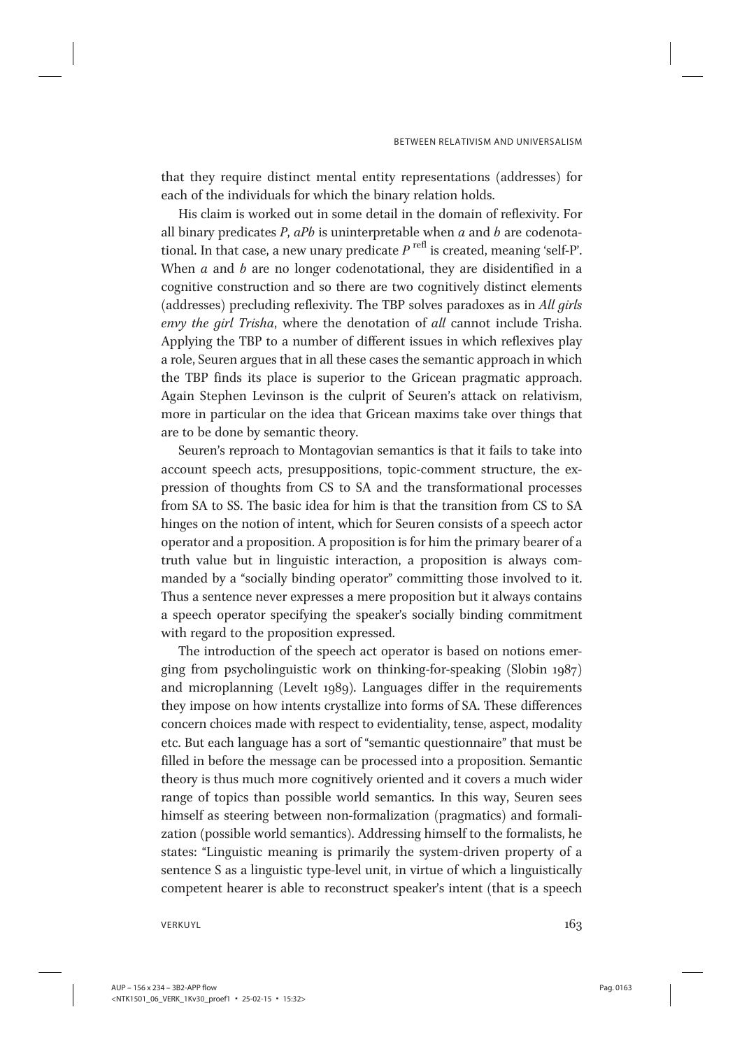that they require distinct mental entity representations (addresses) for each of the individuals for which the binary relation holds.

His claim is worked out in some detail in the domain of reflexivity. For all binary predicates *P*, *aPb* is uninterpretable when *a* and *b* are codenotational. In that case, a new unary predicate $P^{\text{refl}}$ is created, meaning 'self-P'. When *a* and *b* are no longer codenotational, they are disidentified in a cognitive construction and so there are two cognitively distinct elements (addresses) precluding reflexivity. The TBP solves paradoxes as in *All girls envy the girl Trisha*, where the denotation of *all* cannot include Trisha. Applying the TBP to a number of different issues in which reflexives play a role, Seuren argues that in all these cases the semantic approach in which the TBP finds its place is superior to the Gricean pragmatic approach. Again Stephen Levinson is the culprit of Seuren's attack on relativism, more in particular on the idea that Gricean maxims take over things that are to be done by semantic theory.

Seuren's reproach to Montagovian semantics is that it fails to take into account speech acts, presuppositions, topic-comment structure, the expression of thoughts from CS to SA and the transformational processes from SA to SS. The basic idea for him is that the transition from CS to SA hinges on the notion of intent, which for Seuren consists of a speech actor operator and a proposition. A proposition is for him the primary bearer of a truth value but in linguistic interaction, a proposition is always commanded by a "socially binding operator" committing those involved to it. Thus a sentence never expresses a mere proposition but it always contains a speech operator specifying the speaker's socially binding commitment with regard to the proposition expressed.

The introduction of the speech act operator is based on notions emerging from psycholinguistic work on thinking-for-speaking (Slobin 1987) and microplanning (Levelt 1989). Languages differ in the requirements they impose on how intents crystallize into forms of SA. These differences concern choices made with respect to evidentiality, tense, aspect, modality etc. But each language has a sort of "semantic questionnaire" that must be filled in before the message can be processed into a proposition. Semantic theory is thus much more cognitively oriented and it covers a much wider range of topics than possible world semantics. In this way, Seuren sees himself as steering between non-formalization (pragmatics) and formalization (possible world semantics). Addressing himself to the formalists, he states: "Linguistic meaning is primarily the system-driven property of a sentence S as a linguistic type-level unit, in virtue of which a linguistically competent hearer is able to reconstruct speaker's intent (that is a speech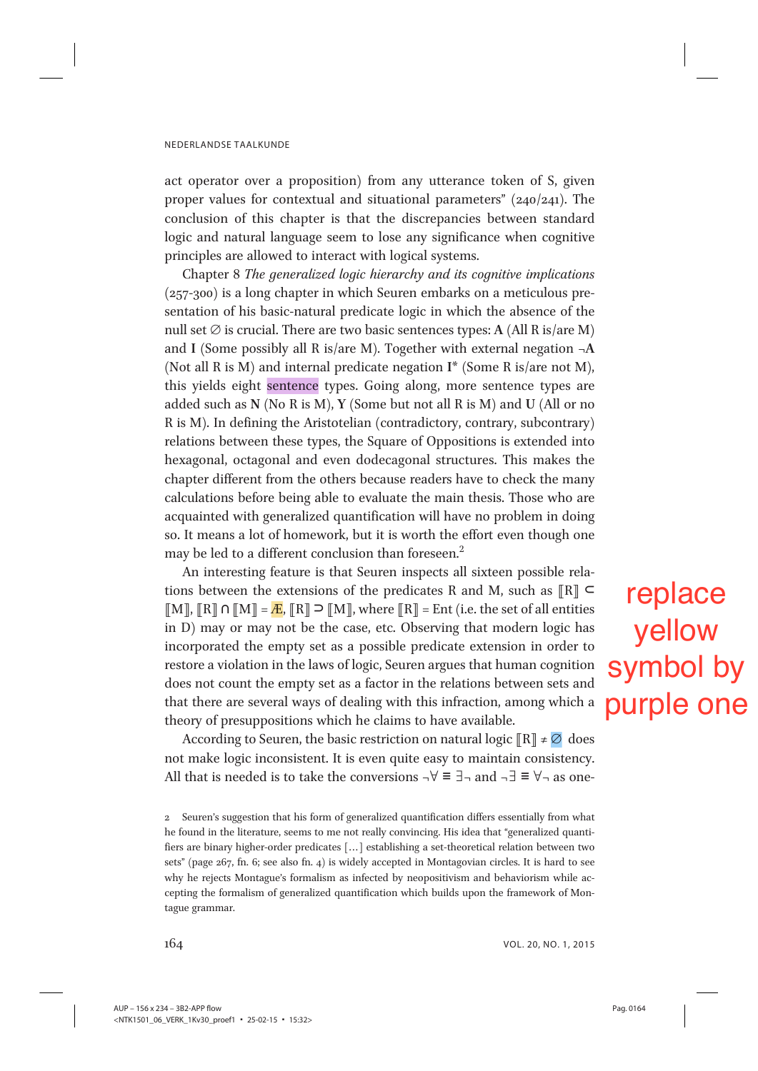act operator over a proposition) from any utterance token of S, given proper values for contextual and situational parameters" (240/241). The conclusion of this chapter is that the discrepancies between standard logic and natural language seem to lose any significance when cognitive principles are allowed to interact with logical systems.

Chapter 8 *The generalized logic hierarchy and its cognitive implications* (257-300) is a long chapter in which Seuren embarks on a meticulous presentation of his basic-natural predicate logic in which the absence of the null set $\varnothing$ is crucial. There are two basic sentences types: **A** (All R is/are M) and **I** (Some possibly all R is/are M). Together with external negation ¬**A** (Not all R is M) and internal predicate negation **I*** (Some R is/are not M), this yields eight sentence types. Going along, more sentence types are added such as **N** (No R is M), **Y** (Some but not all R is M) and **U** (All or no R is M). In defining the Aristotelian (contradictory, contrary, subcontrary) relations between these types, the Square of Oppositions is extended into hexagonal, octagonal and even dodecagonal structures. This makes the chapter different from the others because readers have to check the many calculations before being able to evaluate the main thesis. Those who are acquainted with generalized quantification will have no problem in doing so. It means a lot of homework, but it is worth the effort even though one may be led to a different conclusion than foreseen.[2]

An interesting feature is that Seuren inspects all sixteen possible relations between the extensions of the predicates R and M, such as $[\![R]\!] \subset [\![M]\!]$, $[\![R]\!] \cap [\![M]\!] = Æ$, $[\![R]\!] \supset [\![M]\!]$, where $[\![R]\!] = \text{Ent}$ (i.e. the set of all entities in D) may or may not be the case, etc. Observing that modern logic has incorporated the empty set as a possible predicate extension in order to restore a violation in the laws of logic, Seuren argues that human cognition does not count the empty set as a factor in the relations between sets and that there are several ways of dealing with this infraction, among which a theory of presuppositions which he claims to have available.

According to Seuren, the basic restriction on natural logic $[\![R]\!] \neq \varnothing$ does not make logic inconsistent. It is even quite easy to maintain consistency. All that is needed is to take the conversions $\neg\forall \equiv \exists\neg$ and $\neg\exists \equiv \forall\neg$ as one-

2 Seuren's suggestion that his form of generalized quantification differs essentially from what he found in the literature, seems to me not really convincing. His idea that "generalized quantifiers are binary higher-order predicates [...] establishing a set-theoretical relation between two sets" (page 267, fn. 6; see also fn. 4) is widely accepted in Montagovian circles. It is hard to see why he rejects Montague's formalism as infected by neopositivism and behaviorism while accepting the formalism of generalized quantification which builds upon the framework of Montague grammar.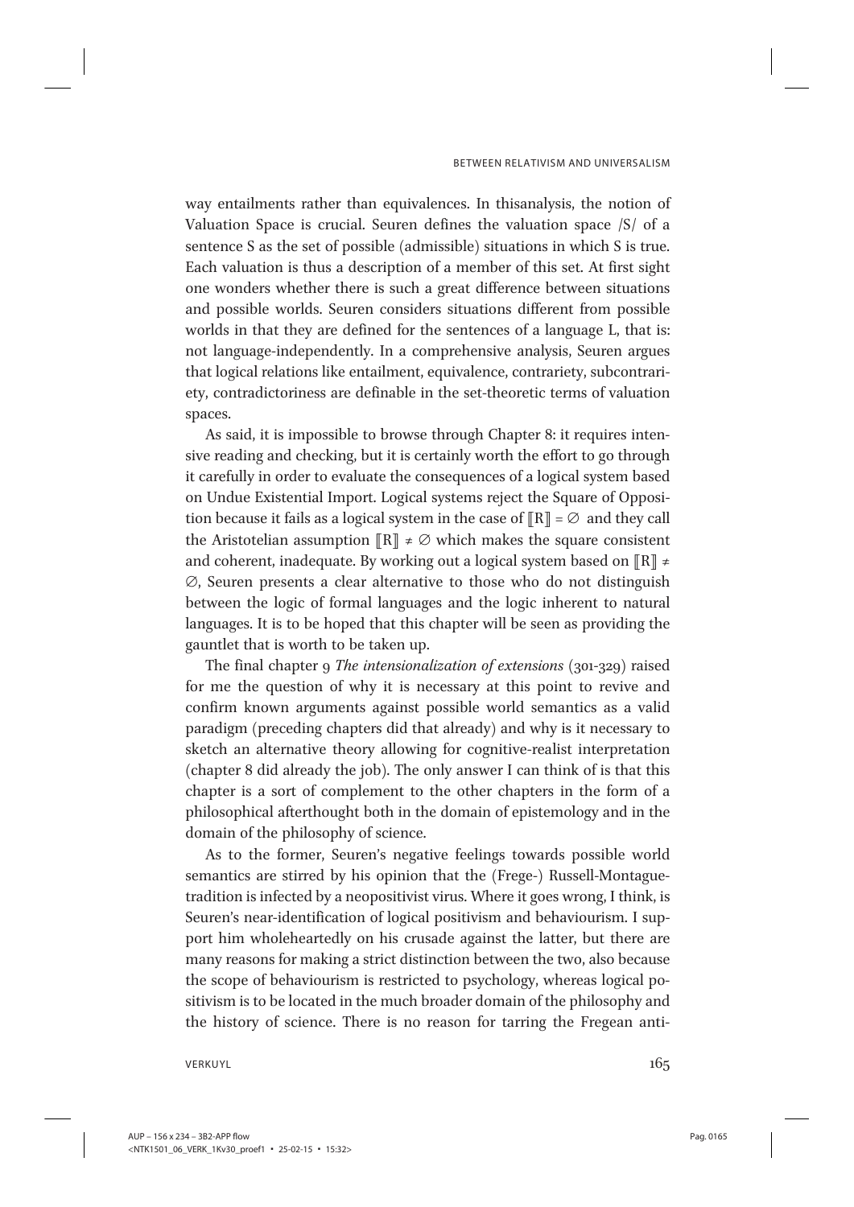way entailments rather than equivalences. In thisanalysis, the notion of Valuation Space is crucial. Seuren defines the valuation space /S/ of a sentence S as the set of possible (admissible) situations in which S is true. Each valuation is thus a description of a member of this set. At first sight one wonders whether there is such a great difference between situations and possible worlds. Seuren considers situations different from possible worlds in that they are defined for the sentences of a language L, that is: not language-independently. In a comprehensive analysis, Seuren argues that logical relations like entailment, equivalence, contrariety, subcontrariety, contradictoriness are definable in the set-theoretic terms of valuation spaces.

As said, it is impossible to browse through Chapter 8: it requires intensive reading and checking, but it is certainly worth the effort to go through it carefully in order to evaluate the consequences of a logical system based on Undue Existential Import. Logical systems reject the Square of Opposition because it fails as a logical system in the case of $[\![R]\!] = \varnothing$ and they call the Aristotelian assumption $[\![R]\!] \neq \varnothing$ which makes the square consistent and coherent, inadequate. By working out a logical system based on $[\![R]\!] \neq \varnothing$, Seuren presents a clear alternative to those who do not distinguish between the logic of formal languages and the logic inherent to natural languages. It is to be hoped that this chapter will be seen as providing the gauntlet that is worth to be taken up.

The final chapter 9 *The intensionalization of extensions* (301-329) raised for me the question of why it is necessary at this point to revive and confirm known arguments against possible world semantics as a valid paradigm (preceding chapters did that already) and why is it necessary to sketch an alternative theory allowing for cognitive-realist interpretation (chapter 8 did already the job). The only answer I can think of is that this chapter is a sort of complement to the other chapters in the form of a philosophical afterthought both in the domain of epistemology and in the domain of the philosophy of science.

As to the former, Seuren's negative feelings towards possible world semantics are stirred by his opinion that the (Frege-) Russell-Montague-tradition is infected by a neopositivist virus. Where it goes wrong, I think, is Seuren's near-identification of logical positivism and behaviourism. I support him wholeheartedly on his crusade against the latter, but there are many reasons for making a strict distinction between the two, also because the scope of behaviourism is restricted to psychology, whereas logical positivism is to be located in the much broader domain of the philosophy and the history of science. There is no reason for tarring the Fregean anti-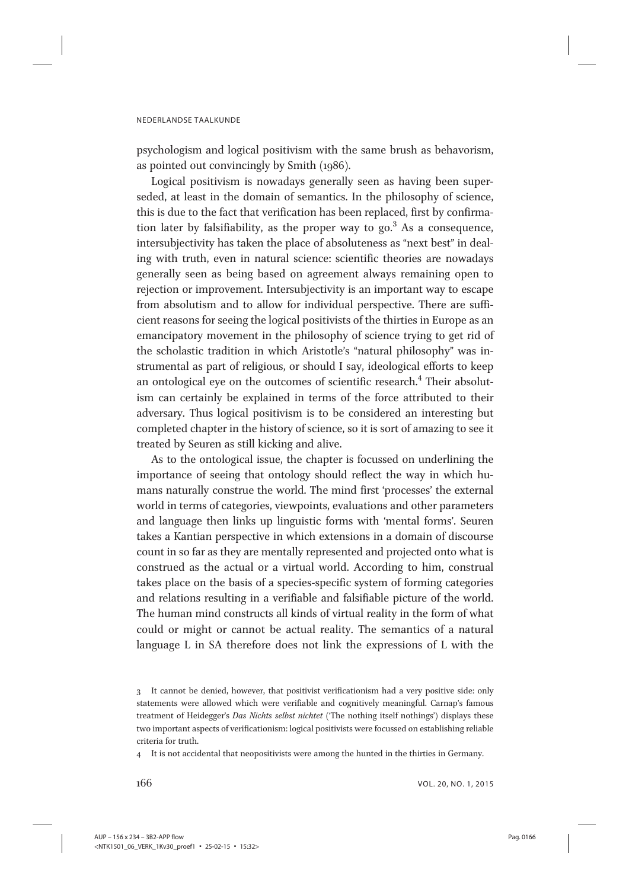psychologism and logical positivism with the same brush as behavorism, as pointed out convincingly by Smith (1986).

Logical positivism is nowadays generally seen as having been superseded, at least in the domain of semantics. In the philosophy of science, this is due to the fact that verification has been replaced, first by confirmation later by falsifiability, as the proper way to go.[3] As a consequence, intersubjectivity has taken the place of absoluteness as "next best" in dealing with truth, even in natural science: scientific theories are nowadays generally seen as being based on agreement always remaining open to rejection or improvement. Intersubjectivity is an important way to escape from absolutism and to allow for individual perspective. There are sufficient reasons for seeing the logical positivists of the thirties in Europe as an emancipatory movement in the philosophy of science trying to get rid of the scholastic tradition in which Aristotle's "natural philosophy" was instrumental as part of religious, or should I say, ideological efforts to keep an ontological eye on the outcomes of scientific research.[4] Their absolutism can certainly be explained in terms of the force attributed to their adversary. Thus logical positivism is to be considered an interesting but completed chapter in the history of science, so it is sort of amazing to see it treated by Seuren as still kicking and alive.

As to the ontological issue, the chapter is focussed on underlining the importance of seeing that ontology should reflect the way in which humans naturally construe the world. The mind first 'processes' the external world in terms of categories, viewpoints, evaluations and other parameters and language then links up linguistic forms with 'mental forms'. Seuren takes a Kantian perspective in which extensions in a domain of discourse count in so far as they are mentally represented and projected onto what is construed as the actual or a virtual world. According to him, construal takes place on the basis of a species-specific system of forming categories and relations resulting in a verifiable and falsifiable picture of the world. The human mind constructs all kinds of virtual reality in the form of what could or might or cannot be actual reality. The semantics of a natural language L in SA therefore does not link the expressions of L with the

3 It cannot be denied, however, that positivist verificationism had a very positive side: only statements were allowed which were verifiable and cognitively meaningful. Carnap's famous treatment of Heidegger's *Das Nichts selbst nichtet* ('The nothing itself nothings') displays these two important aspects of verificationism: logical positivists were focussed on establishing reliable criteria for truth.

4 It is not accidental that neopositivists were among the hunted in the thirties in Germany.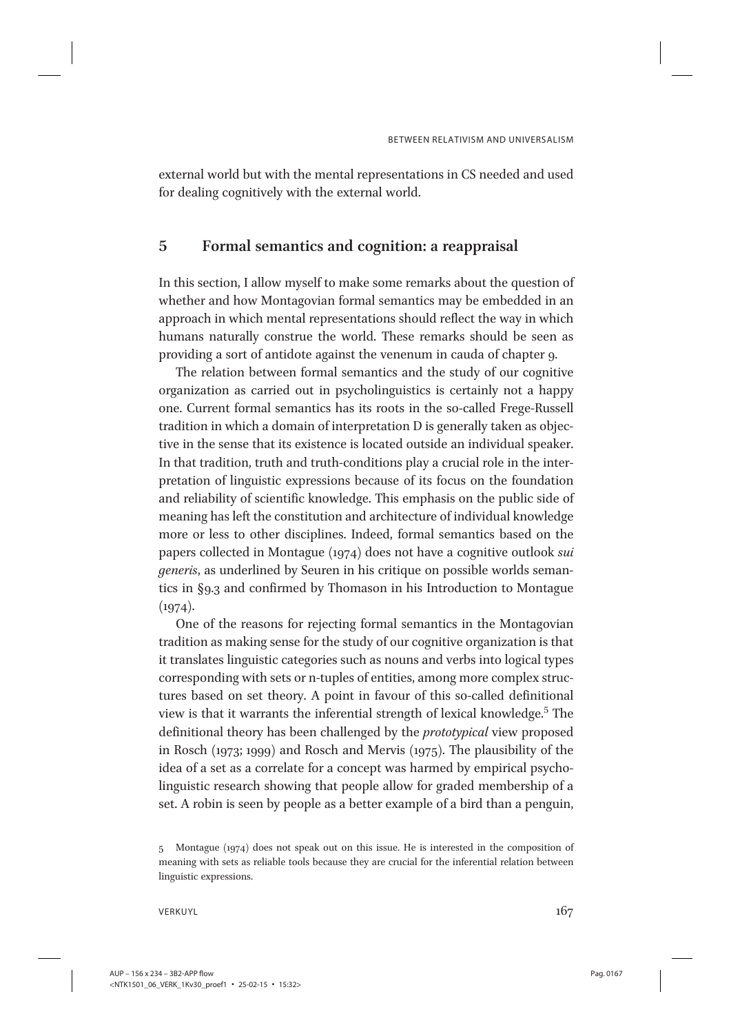external world but with the mental representations in CS needed and used for dealing cognitively with the external world.

## 5 Formal semantics and cognition: a reappraisal

In this section, I allow myself to make some remarks about the question of whether and how Montagovian formal semantics may be embedded in an approach in which mental representations should reflect the way in which humans naturally construe the world. These remarks should be seen as providing a sort of antidote against the venenum in cauda of chapter 9.

The relation between formal semantics and the study of our cognitive organization as carried out in psycholinguistics is certainly not a happy one. Current formal semantics has its roots in the so-called Frege-Russell tradition in which a domain of interpretation D is generally taken as objective in the sense that its existence is located outside an individual speaker. In that tradition, truth and truth-conditions play a crucial role in the interpretation of linguistic expressions because of its focus on the foundation and reliability of scientific knowledge. This emphasis on the public side of meaning has left the constitution and architecture of individual knowledge more or less to other disciplines. Indeed, formal semantics based on the papers collected in Montague (1974) does not have a cognitive outlook *sui generis*, as underlined by Seuren in his critique on possible worlds semantics in §9.3 and confirmed by Thomason in his Introduction to Montague (1974).

One of the reasons for rejecting formal semantics in the Montagovian tradition as making sense for the study of our cognitive organization is that it translates linguistic categories such as nouns and verbs into logical types corresponding with sets or n-tuples of entities, among more complex structures based on set theory. A point in favour of this so-called definitional view is that it warrants the inferential strength of lexical knowledge.[5] The definitional theory has been challenged by the *prototypical* view proposed in Rosch (1973; 1999) and Rosch and Mervis (1975). The plausibility of the idea of a set as a correlate for a concept was harmed by empirical psycholinguistic research showing that people allow for graded membership of a set. A robin is seen by people as a better example of a bird than a penguin,

5 Montague (1974) does not speak out on this issue. He is interested in the composition of meaning with sets as reliable tools because they are crucial for the inferential relation between linguistic expressions.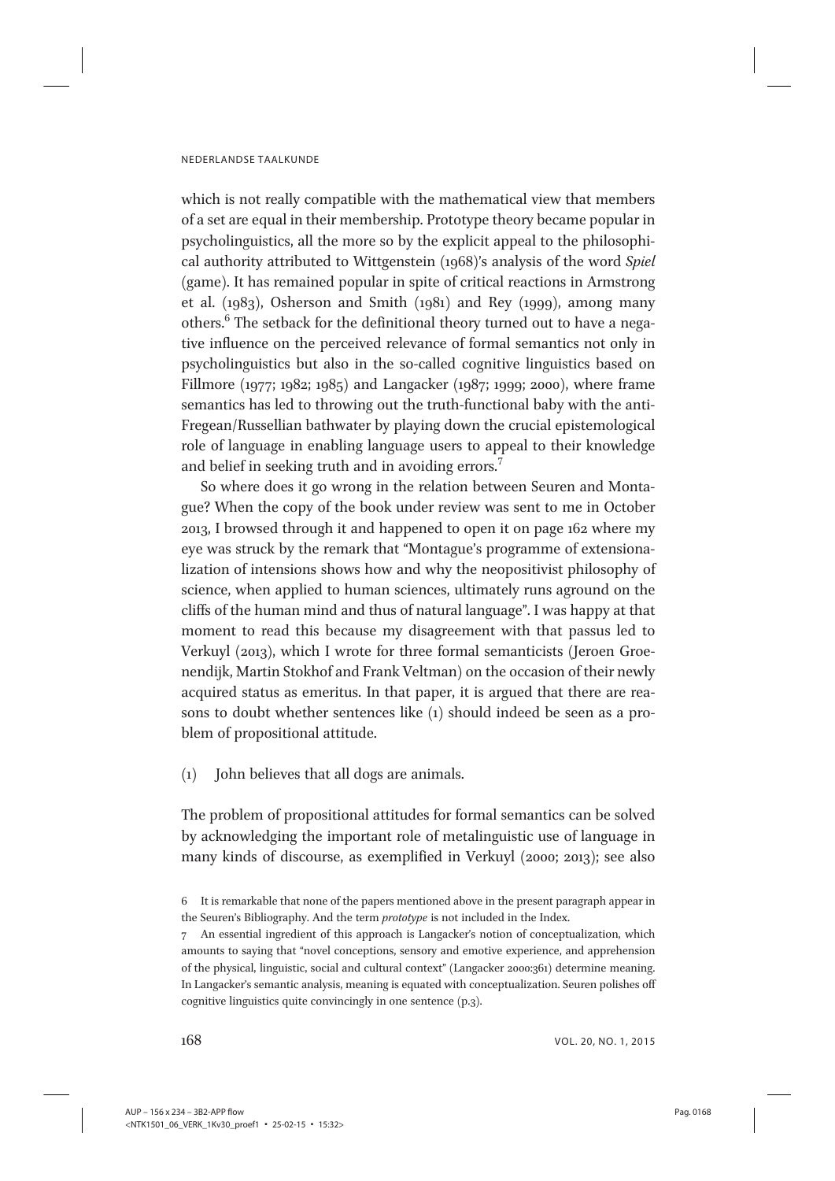which is not really compatible with the mathematical view that members of a set are equal in their membership. Prototype theory became popular in psycholinguistics, all the more so by the explicit appeal to the philosophical authority attributed to Wittgenstein (1968)'s analysis of the word *Spiel* (game). It has remained popular in spite of critical reactions in Armstrong et al. (1983), Osherson and Smith (1981) and Rey (1999), among many others.[6] The setback for the definitional theory turned out to have a negative influence on the perceived relevance of formal semantics not only in psycholinguistics but also in the so-called cognitive linguistics based on Fillmore (1977; 1982; 1985) and Langacker (1987; 1999; 2000), where frame semantics has led to throwing out the truth-functional baby with the anti-Fregean/Russellian bathwater by playing down the crucial epistemological role of language in enabling language users to appeal to their knowledge and belief in seeking truth and in avoiding errors.[7]

So where does it go wrong in the relation between Seuren and Montague? When the copy of the book under review was sent to me in October 2013, I browsed through it and happened to open it on page 162 where my eye was struck by the remark that "Montague's programme of extensionalization of intensions shows how and why the neopositivist philosophy of science, when applied to human sciences, ultimately runs aground on the cliffs of the human mind and thus of natural language". I was happy at that moment to read this because my disagreement with that passus led to Verkuyl (2013), which I wrote for three formal semanticists (Jeroen Groenendijk, Martin Stokhof and Frank Veltman) on the occasion of their newly acquired status as emeritus. In that paper, it is argued that there are reasons to doubt whether sentences like (1) should indeed be seen as a problem of propositional attitude.

(1) John believes that all dogs are animals.

The problem of propositional attitudes for formal semantics can be solved by acknowledging the important role of metalinguistic use of language in many kinds of discourse, as exemplified in Verkuyl (2000; 2013); see also

6 It is remarkable that none of the papers mentioned above in the present paragraph appear in the Seuren's Bibliography. And the term *prototype* is not included in the Index.

7 An essential ingredient of this approach is Langacker's notion of conceptualization, which amounts to saying that "novel conceptions, sensory and emotive experience, and apprehension of the physical, linguistic, social and cultural context" (Langacker 2000:361) determine meaning. In Langacker's semantic analysis, meaning is equated with conceptualization. Seuren polishes off cognitive linguistics quite convincingly in one sentence (p.3).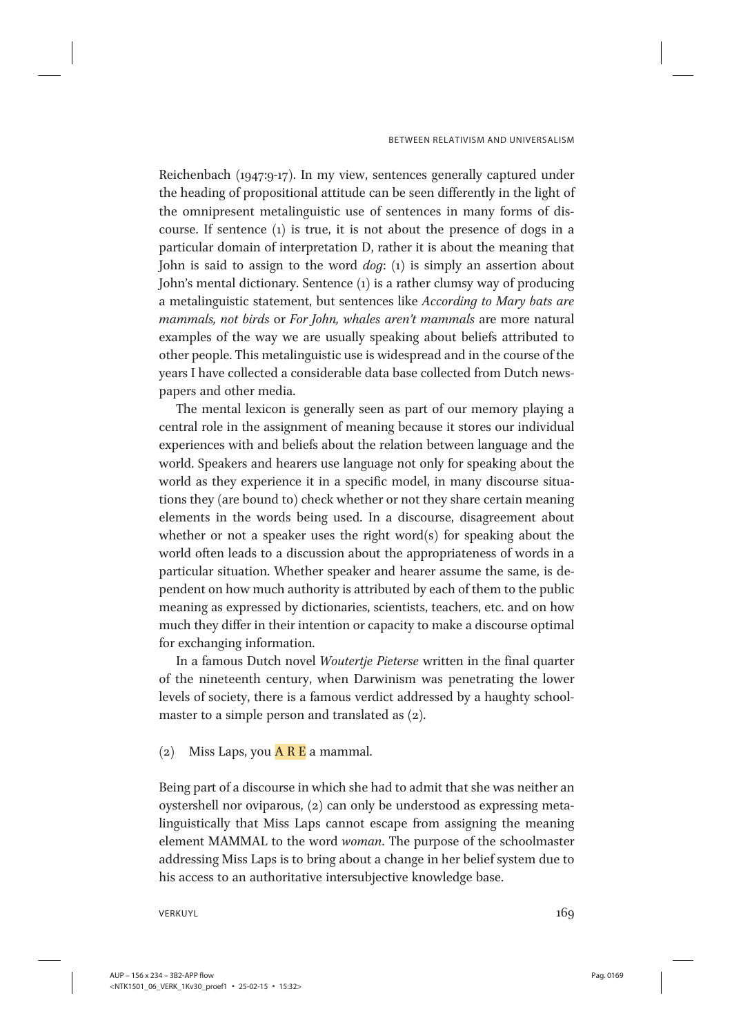Reichenbach (1947:9-17). In my view, sentences generally captured under the heading of propositional attitude can be seen differently in the light of the omnipresent metalinguistic use of sentences in many forms of discourse. If sentence (1) is true, it is not about the presence of dogs in a particular domain of interpretation D, rather it is about the meaning that John is said to assign to the word *dog*: (1) is simply an assertion about John's mental dictionary. Sentence (1) is a rather clumsy way of producing a metalinguistic statement, but sentences like *According to Mary bats are mammals, not birds* or *For John, whales aren't mammals* are more natural examples of the way we are usually speaking about beliefs attributed to other people. This metalinguistic use is widespread and in the course of the years I have collected a considerable data base collected from Dutch newspapers and other media.

The mental lexicon is generally seen as part of our memory playing a central role in the assignment of meaning because it stores our individual experiences with and beliefs about the relation between language and the world. Speakers and hearers use language not only for speaking about the world as they experience it in a specific model, in many discourse situations they (are bound to) check whether or not they share certain meaning elements in the words being used. In a discourse, disagreement about whether or not a speaker uses the right word(s) for speaking about the world often leads to a discussion about the appropriateness of words in a particular situation. Whether speaker and hearer assume the same, is dependent on how much authority is attributed by each of them to the public meaning as expressed by dictionaries, scientists, teachers, etc. and on how much they differ in their intention or capacity to make a discourse optimal for exchanging information.

In a famous Dutch novel *Woutertje Pieterse* written in the final quarter of the nineteenth century, when Darwinism was penetrating the lower levels of society, there is a famous verdict addressed by a haughty schoolmaster to a simple person and translated as (2).

(2) Miss Laps, you A R E a mammal.

Being part of a discourse in which she had to admit that she was neither an oystershell nor oviparous, (2) can only be understood as expressing metalinguistically that Miss Laps cannot escape from assigning the meaning element MAMMAL to the word *woman*. The purpose of the schoolmaster addressing Miss Laps is to bring about a change in her belief system due to his access to an authoritative intersubjective knowledge base.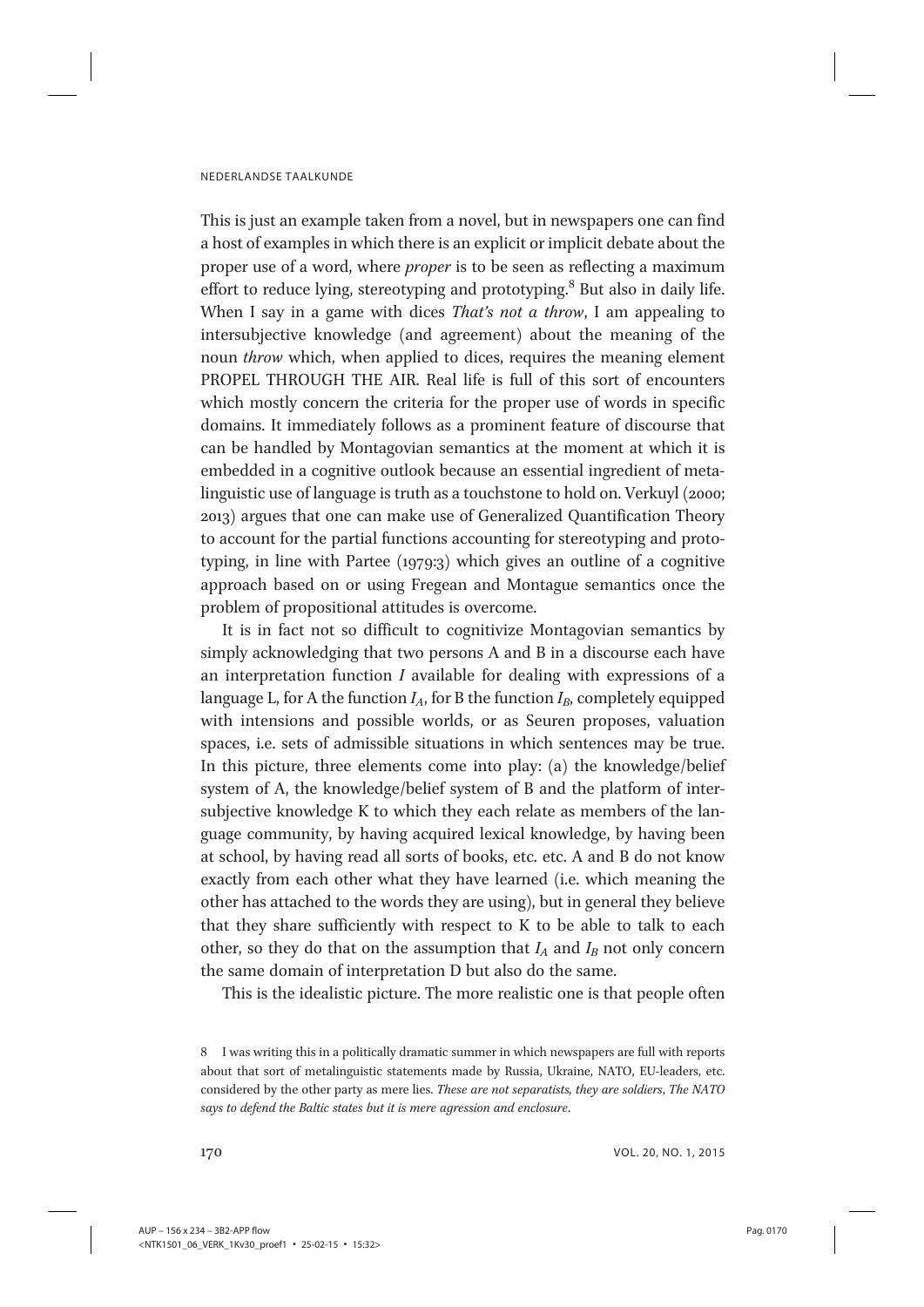This is just an example taken from a novel, but in newspapers one can find a host of examples in which there is an explicit or implicit debate about the proper use of a word, where *proper* is to be seen as reflecting a maximum effort to reduce lying, stereotyping and prototyping.[8] But also in daily life. When I say in a game with dices *That's not a throw*, I am appealing to intersubjective knowledge (and agreement) about the meaning of the noun *throw* which, when applied to dices, requires the meaning element PROPEL THROUGH THE AIR. Real life is full of this sort of encounters which mostly concern the criteria for the proper use of words in specific domains. It immediately follows as a prominent feature of discourse that can be handled by Montagovian semantics at the moment at which it is embedded in a cognitive outlook because an essential ingredient of metalinguistic use of language is truth as a touchstone to hold on. Verkuyl (2000; 2013) argues that one can make use of Generalized Quantification Theory to account for the partial functions accounting for stereotyping and prototyping, in line with Partee (1979:3) which gives an outline of a cognitive approach based on or using Fregean and Montague semantics once the problem of propositional attitudes is overcome.

It is in fact not so difficult to cognitivize Montagovian semantics by simply acknowledging that two persons A and B in a discourse each have an interpretation function $I$ available for dealing with expressions of a language L, for A the function $I_A$, for B the function $I_B$, completely equipped with intensions and possible worlds, or as Seuren proposes, valuation spaces, i.e. sets of admissible situations in which sentences may be true. In this picture, three elements come into play: (a) the knowledge/belief system of A, the knowledge/belief system of B and the platform of intersubjective knowledge K to which they each relate as members of the language community, by having acquired lexical knowledge, by having been at school, by having read all sorts of books, etc. etc. A and B do not know exactly from each other what they have learned (i.e. which meaning the other has attached to the words they are using), but in general they believe that they share sufficiently with respect to K to be able to talk to each other, so they do that on the assumption that $I_A$ and $I_B$ not only concern the same domain of interpretation D but also do the same.

This is the idealistic picture. The more realistic one is that people often

8 I was writing this in a politically dramatic summer in which newspapers are full with reports about that sort of metalinguistic statements made by Russia, Ukraine, NATO, EU-leaders, etc. considered by the other party as mere lies. *These are not separatists, they are soldiers*, *The NATO says to defend the Baltic states but it is mere agression and enclosure*.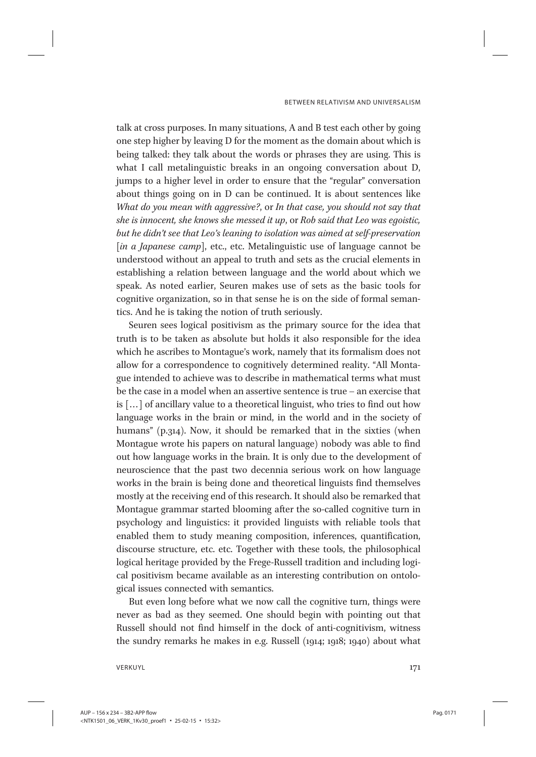talk at cross purposes. In many situations, A and B test each other by going one step higher by leaving D for the moment as the domain about which is being talked: they talk about the words or phrases they are using. This is what I call metalinguistic breaks in an ongoing conversation about D, jumps to a higher level in order to ensure that the "regular" conversation about things going on in D can be continued. It is about sentences like *What do you mean with aggressive?*, or *In that case, you should not say that she is innocent, she knows she messed it up*, or *Rob said that Leo was egoistic, but he didn't see that Leo's leaning to isolation was aimed at self-preservation* [*in a Japanese camp*], etc., etc. Metalinguistic use of language cannot be understood without an appeal to truth and sets as the crucial elements in establishing a relation between language and the world about which we speak. As noted earlier, Seuren makes use of sets as the basic tools for cognitive organization, so in that sense he is on the side of formal semantics. And he is taking the notion of truth seriously.

Seuren sees logical positivism as the primary source for the idea that truth is to be taken as absolute but holds it also responsible for the idea which he ascribes to Montague's work, namely that its formalism does not allow for a correspondence to cognitively determined reality. "All Montague intended to achieve was to describe in mathematical terms what must be the case in a model when an assertive sentence is true – an exercise that is […] of ancillary value to a theoretical linguist, who tries to find out how language works in the brain or mind, in the world and in the society of humans" (p.314). Now, it should be remarked that in the sixties (when Montague wrote his papers on natural language) nobody was able to find out how language works in the brain. It is only due to the development of neuroscience that the past two decennia serious work on how language works in the brain is being done and theoretical linguists find themselves mostly at the receiving end of this research. It should also be remarked that Montague grammar started blooming after the so-called cognitive turn in psychology and linguistics: it provided linguists with reliable tools that enabled them to study meaning composition, inferences, quantification, discourse structure, etc. etc. Together with these tools, the philosophical logical heritage provided by the Frege-Russell tradition and including logical positivism became available as an interesting contribution on ontological issues connected with semantics.

But even long before what we now call the cognitive turn, things were never as bad as they seemed. One should begin with pointing out that Russell should not find himself in the dock of anti-cognitivism, witness the sundry remarks he makes in e.g. Russell (1914; 1918; 1940) about what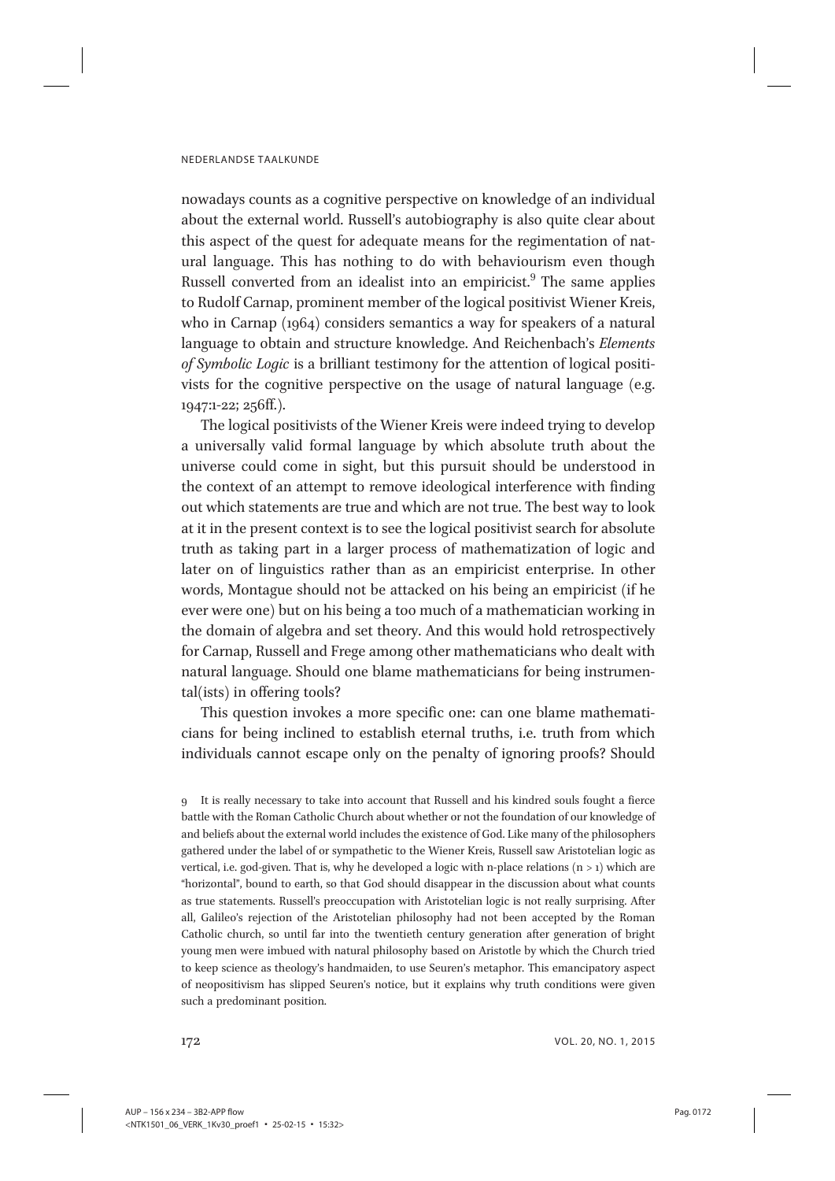nowadays counts as a cognitive perspective on knowledge of an individual about the external world. Russell's autobiography is also quite clear about this aspect of the quest for adequate means for the regimentation of natural language. This has nothing to do with behaviourism even though Russell converted from an idealist into an empiricist.[9] The same applies to Rudolf Carnap, prominent member of the logical positivist Wiener Kreis, who in Carnap (1964) considers semantics a way for speakers of a natural language to obtain and structure knowledge. And Reichenbach's *Elements of Symbolic Logic* is a brilliant testimony for the attention of logical positivists for the cognitive perspective on the usage of natural language (e.g. 1947:1-22; 256ff.).

The logical positivists of the Wiener Kreis were indeed trying to develop a universally valid formal language by which absolute truth about the universe could come in sight, but this pursuit should be understood in the context of an attempt to remove ideological interference with finding out which statements are true and which are not true. The best way to look at it in the present context is to see the logical positivist search for absolute truth as taking part in a larger process of mathematization of logic and later on of linguistics rather than as an empiricist enterprise. In other words, Montague should not be attacked on his being an empiricist (if he ever were one) but on his being a too much of a mathematician working in the domain of algebra and set theory. And this would hold retrospectively for Carnap, Russell and Frege among other mathematicians who dealt with natural language. Should one blame mathematicians for being instrumental(ists) in offering tools?

This question invokes a more specific one: can one blame mathematicians for being inclined to establish eternal truths, i.e. truth from which individuals cannot escape only on the penalty of ignoring proofs? Should

9 It is really necessary to take into account that Russell and his kindred souls fought a fierce battle with the Roman Catholic Church about whether or not the foundation of our knowledge of and beliefs about the external world includes the existence of God. Like many of the philosophers gathered under the label of or sympathetic to the Wiener Kreis, Russell saw Aristotelian logic as vertical, i.e. god-given. That is, why he developed a logic with n-place relations ($n > 1$) which are "horizontal", bound to earth, so that God should disappear in the discussion about what counts as true statements. Russell's preoccupation with Aristotelian logic is not really surprising. After all, Galileo's rejection of the Aristotelian philosophy had not been accepted by the Roman Catholic church, so until far into the twentieth century generation after generation of bright young men were imbued with natural philosophy based on Aristotle by which the Church tried to keep science as theology's handmaiden, to use Seuren's metaphor. This emancipatory aspect of neopositivism has slipped Seuren's notice, but it explains why truth conditions were given such a predominant position.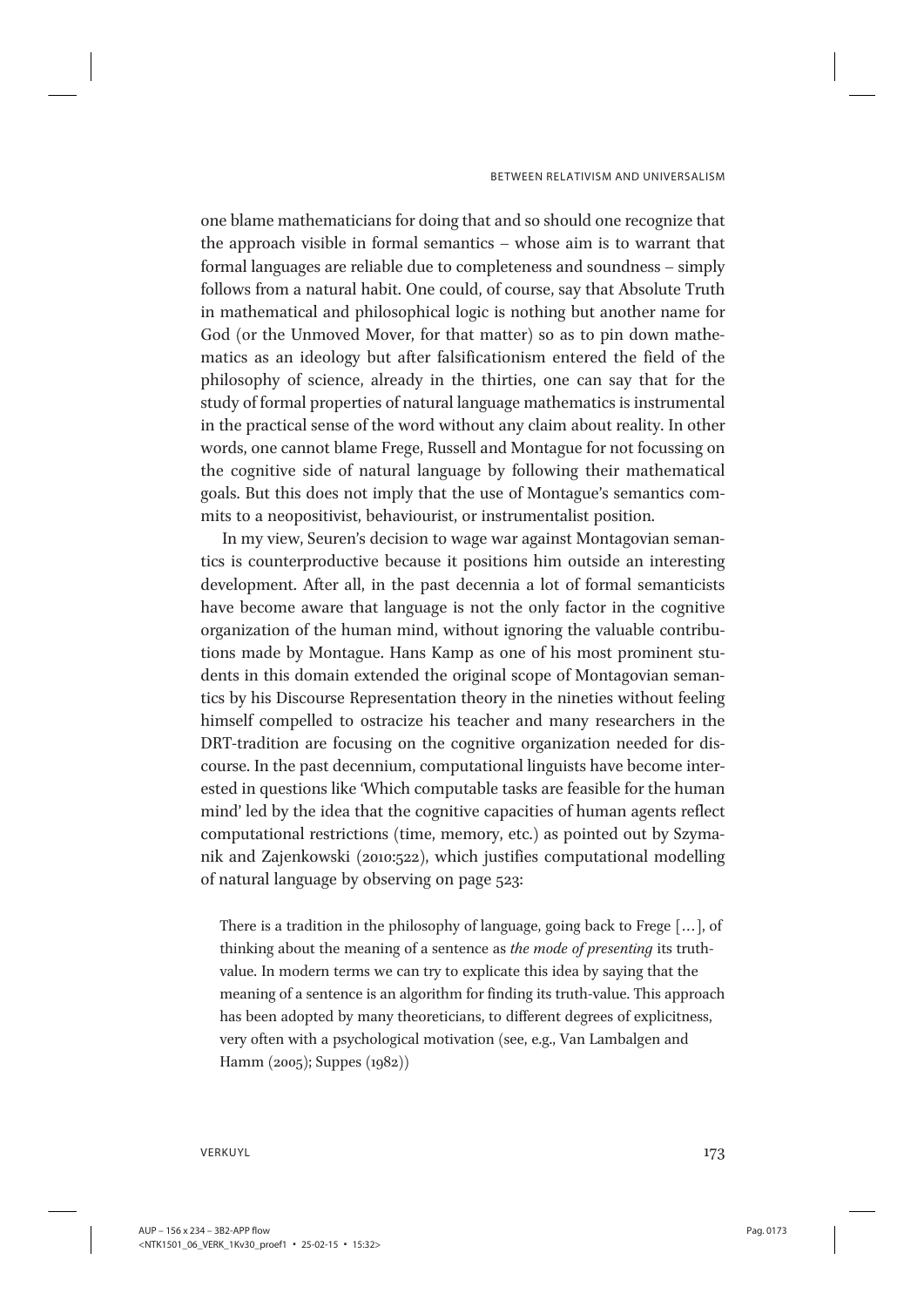one blame mathematicians for doing that and so should one recognize that the approach visible in formal semantics – whose aim is to warrant that formal languages are reliable due to completeness and soundness – simply follows from a natural habit. One could, of course, say that Absolute Truth in mathematical and philosophical logic is nothing but another name for God (or the Unmoved Mover, for that matter) so as to pin down mathematics as an ideology but after falsificationism entered the field of the philosophy of science, already in the thirties, one can say that for the study of formal properties of natural language mathematics is instrumental in the practical sense of the word without any claim about reality. In other words, one cannot blame Frege, Russell and Montague for not focussing on the cognitive side of natural language by following their mathematical goals. But this does not imply that the use of Montague's semantics commits to a neopositivist, behaviourist, or instrumentalist position.

In my view, Seuren's decision to wage war against Montagovian semantics is counterproductive because it positions him outside an interesting development. After all, in the past decennia a lot of formal semanticists have become aware that language is not the only factor in the cognitive organization of the human mind, without ignoring the valuable contributions made by Montague. Hans Kamp as one of his most prominent students in this domain extended the original scope of Montagovian semantics by his Discourse Representation theory in the nineties without feeling himself compelled to ostracize his teacher and many researchers in the DRT-tradition are focusing on the cognitive organization needed for discourse. In the past decennium, computational linguists have become interested in questions like 'Which computable tasks are feasible for the human mind' led by the idea that the cognitive capacities of human agents reflect computational restrictions (time, memory, etc.) as pointed out by Szymanik and Zajenkowski (2010:522), which justifies computational modelling of natural language by observing on page 523:

> There is a tradition in the philosophy of language, going back to Frege [...], of thinking about the meaning of a sentence as *the mode of presenting* its truth-value. In modern terms we can try to explicate this idea by saying that the meaning of a sentence is an algorithm for finding its truth-value. This approach has been adopted by many theoreticians, to different degrees of explicitness, very often with a psychological motivation (see, e.g., Van Lambalgen and Hamm (2005); Suppes (1982))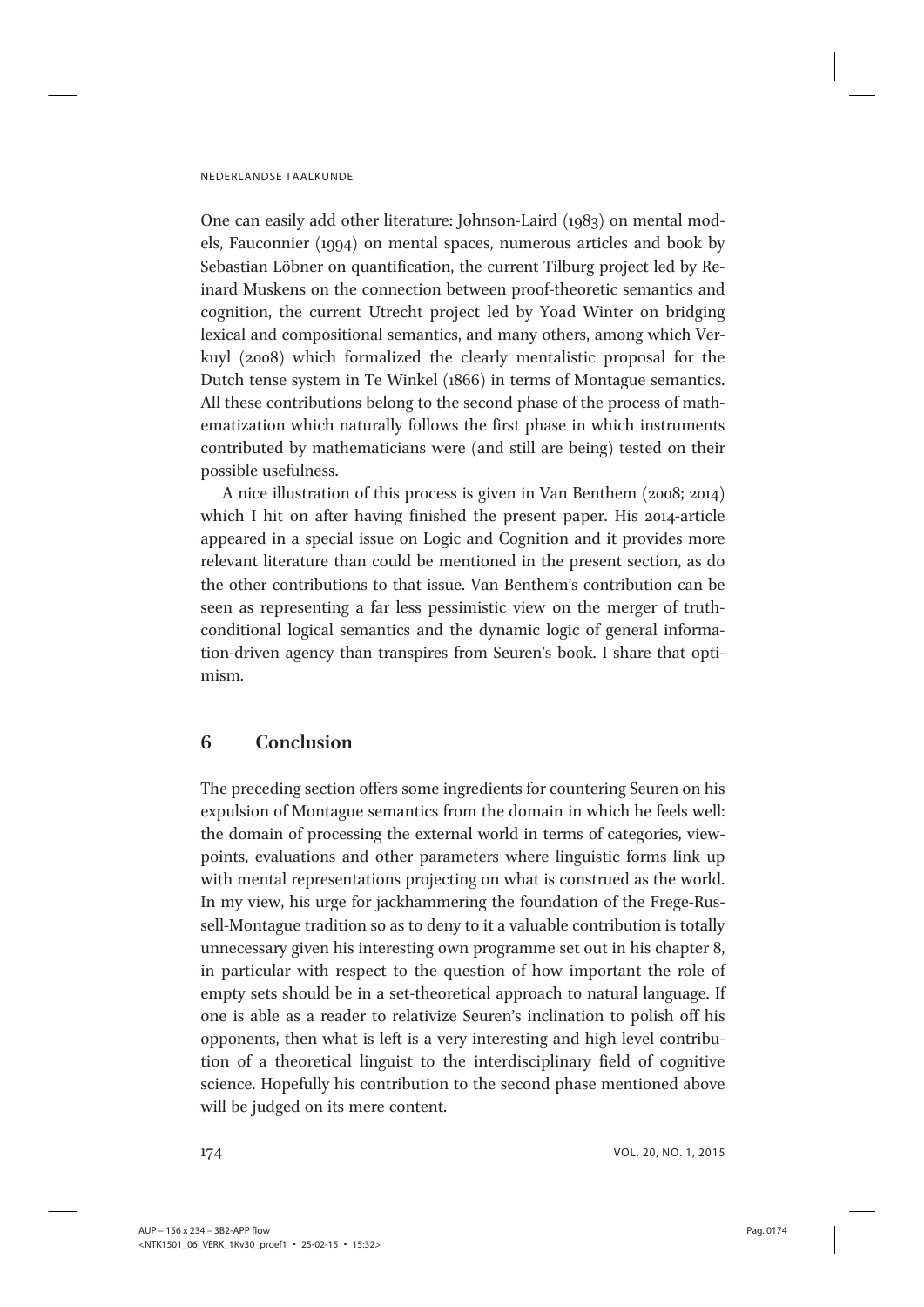One can easily add other literature: Johnson-Laird (1983) on mental models, Fauconnier (1994) on mental spaces, numerous articles and book by Sebastian Löbner on quantification, the current Tilburg project led by Reinard Muskens on the connection between proof-theoretic semantics and cognition, the current Utrecht project led by Yoad Winter on bridging lexical and compositional semantics, and many others, among which Verkuyl (2008) which formalized the clearly mentalistic proposal for the Dutch tense system in Te Winkel (1866) in terms of Montague semantics. All these contributions belong to the second phase of the process of mathematization which naturally follows the first phase in which instruments contributed by mathematicians were (and still are being) tested on their possible usefulness.

A nice illustration of this process is given in Van Benthem (2008; 2014) which I hit on after having finished the present paper. His 2014-article appeared in a special issue on Logic and Cognition and it provides more relevant literature than could be mentioned in the present section, as do the other contributions to that issue. Van Benthem's contribution can be seen as representing a far less pessimistic view on the merger of truth-conditional logical semantics and the dynamic logic of general information-driven agency than transpires from Seuren's book. I share that optimism.

## 6 Conclusion

The preceding section offers some ingredients for countering Seuren on his expulsion of Montague semantics from the domain in which he feels well: the domain of processing the external world in terms of categories, viewpoints, evaluations and other parameters where linguistic forms link up with mental representations projecting on what is construed as the world. In my view, his urge for jackhammering the foundation of the Frege-Russell-Montague tradition so as to deny to it a valuable contribution is totally unnecessary given his interesting own programme set out in his chapter 8, in particular with respect to the question of how important the role of empty sets should be in a set-theoretical approach to natural language. If one is able as a reader to relativize Seuren's inclination to polish off his opponents, then what is left is a very interesting and high level contribution of a theoretical linguist to the interdisciplinary field of cognitive science. Hopefully his contribution to the second phase mentioned above will be judged on its mere content.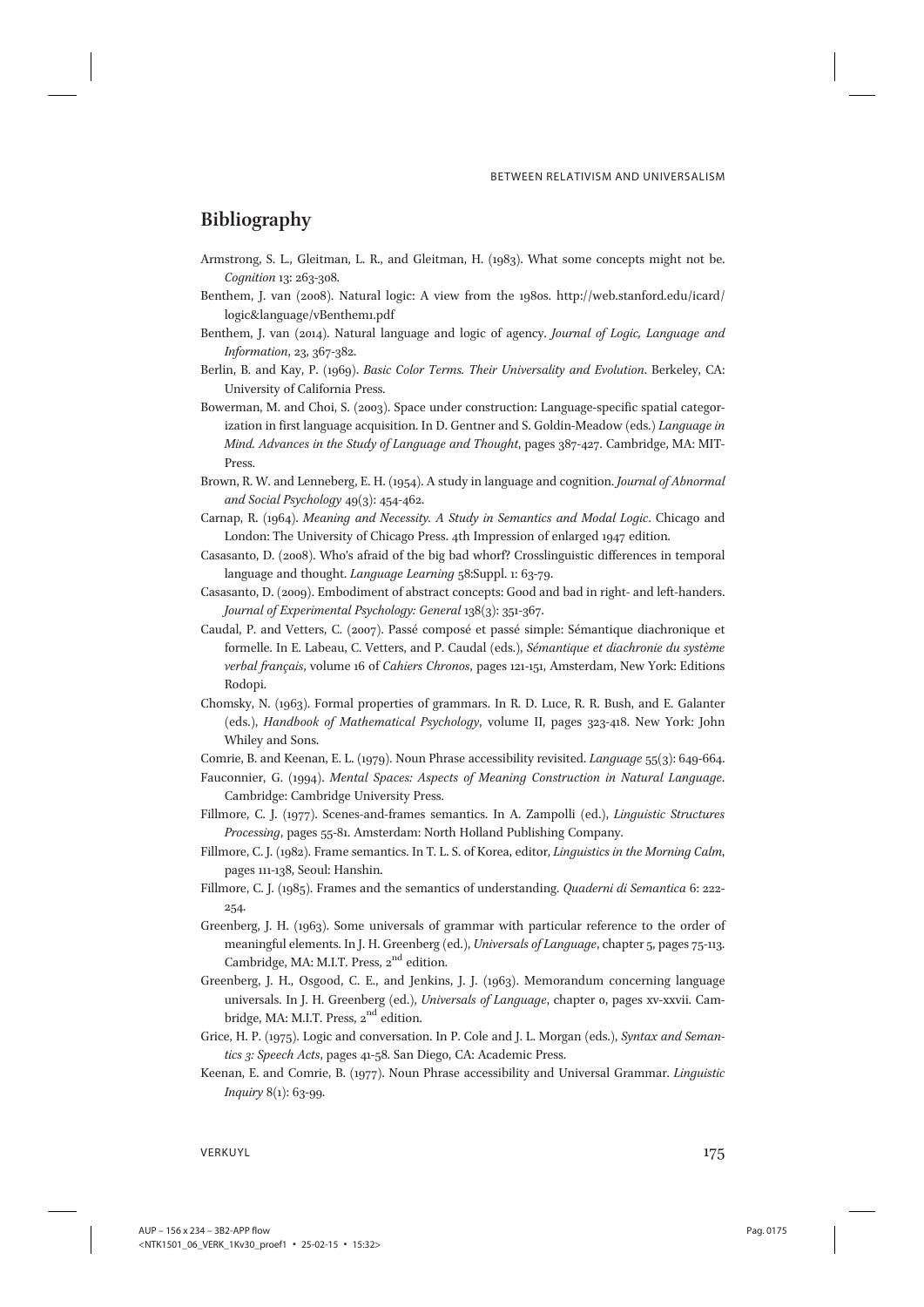## Bibliography

Armstrong, S. L., Gleitman, L. R., and Gleitman, H. (1983). What some concepts might not be. *Cognition* 13: 263-308.

Benthem, J. van (2008). Natural logic: A view from the 1980s. http://web.stanford.edu/icard/logic&language/vBenthem1.pdf

Benthem, J. van (2014). Natural language and logic of agency. *Journal of Logic, Language and Information*, 23, 367-382.

Berlin, B. and Kay, P. (1969). *Basic Color Terms. Their Universality and Evolution*. Berkeley, CA: University of California Press.

Bowerman, M. and Choi, S. (2003). Space under construction: Language-specific spatial categorization in first language acquisition. In D. Gentner and S. Goldin-Meadow (eds.) *Language in Mind. Advances in the Study of Language and Thought*, pages 387-427. Cambridge, MA: MIT-Press.

Brown, R. W. and Lenneberg, E. H. (1954). A study in language and cognition. *Journal of Abnormal and Social Psychology* 49(3): 454-462.

Carnap, R. (1964). *Meaning and Necessity. A Study in Semantics and Modal Logic*. Chicago and London: The University of Chicago Press. 4th Impression of enlarged 1947 edition.

Casasanto, D. (2008). Who's afraid of the big bad whorf? Crosslinguistic differences in temporal language and thought. *Language Learning* 58:Suppl. 1: 63-79.

Casasanto, D. (2009). Embodiment of abstract concepts: Good and bad in right- and left-handers. *Journal of Experimental Psychology: General* 138(3): 351-367.

Caudal, P. and Vetters, C. (2007). Passé composé et passé simple: Sémantique diachronique et formelle. In E. Labeau, C. Vetters, and P. Caudal (eds.), *Sémantique et diachronie du système verbal français*, volume 16 of *Cahiers Chronos*, pages 121-151, Amsterdam, New York: Editions Rodopi.

Chomsky, N. (1963). Formal properties of grammars. In R. D. Luce, R. R. Bush, and E. Galanter (eds.), *Handbook of Mathematical Psychology*, volume II, pages 323-418. New York: John Whiley and Sons.

Comrie, B. and Keenan, E. L. (1979). Noun Phrase accessibility revisited. *Language* 55(3): 649-664.

Fauconnier, G. (1994). *Mental Spaces: Aspects of Meaning Construction in Natural Language*. Cambridge: Cambridge University Press.

Fillmore, C. J. (1977). Scenes-and-frames semantics. In A. Zampolli (ed.), *Linguistic Structures Processing*, pages 55-81. Amsterdam: North Holland Publishing Company.

Fillmore, C. J. (1982). Frame semantics. In T. L. S. of Korea, editor, *Linguistics in the Morning Calm*, pages 111-138, Seoul: Hanshin.

Fillmore, C. J. (1985). Frames and the semantics of understanding. *Quaderni di Semantica* 6: 222-254.

Greenberg, J. H. (1963). Some universals of grammar with particular reference to the order of meaningful elements. In J. H. Greenberg (ed.), *Universals of Language*, chapter 5, pages 75-113. Cambridge, MA: M.I.T. Press, 2nd edition.

Greenberg, J. H., Osgood, C. E., and Jenkins, J. J. (1963). Memorandum concerning language universals. In J. H. Greenberg (ed.), *Universals of Language*, chapter 0, pages xv-xxvii. Cambridge, MA: M.I.T. Press, 2nd edition.

Grice, H. P. (1975). Logic and conversation. In P. Cole and J. L. Morgan (eds.), *Syntax and Semantics 3: Speech Acts*, pages 41-58. San Diego, CA: Academic Press.

Keenan, E. and Comrie, B. (1977). Noun Phrase accessibility and Universal Grammar. *Linguistic Inquiry* 8(1): 63-99.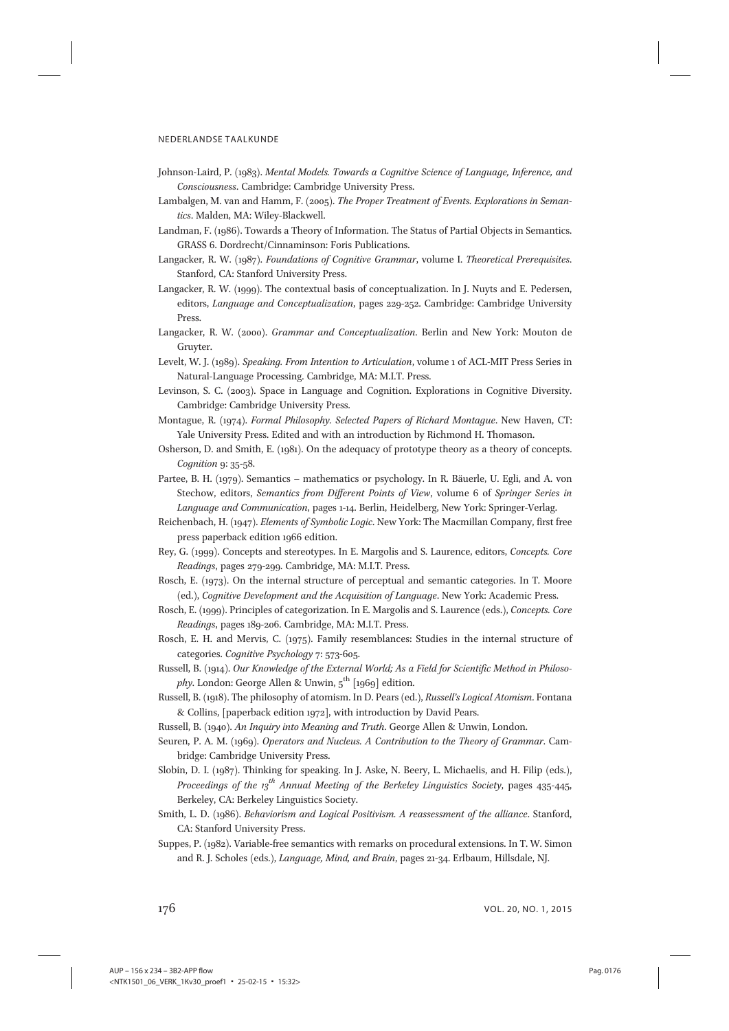Johnson-Laird, P. (1983). *Mental Models. Towards a Cognitive Science of Language, Inference, and Consciousness*. Cambridge: Cambridge University Press.

Lambalgen, M. van and Hamm, F. (2005). *The Proper Treatment of Events. Explorations in Semantics*. Malden, MA: Wiley-Blackwell.

Landman, F. (1986). Towards a Theory of Information. The Status of Partial Objects in Semantics. GRASS 6. Dordrecht/Cinnaminson: Foris Publications.

Langacker, R. W. (1987). *Foundations of Cognitive Grammar*, volume I. *Theoretical Prerequisites*. Stanford, CA: Stanford University Press.

Langacker, R. W. (1999). The contextual basis of conceptualization. In J. Nuyts and E. Pedersen, editors, *Language and Conceptualization*, pages 229-252. Cambridge: Cambridge University Press.

Langacker, R. W. (2000). *Grammar and Conceptualization*. Berlin and New York: Mouton de Gruyter.

Levelt, W. J. (1989). *Speaking. From Intention to Articulation*, volume 1 of ACL-MIT Press Series in Natural-Language Processing. Cambridge, MA: M.I.T. Press.

Levinson, S. C. (2003). Space in Language and Cognition. Explorations in Cognitive Diversity. Cambridge: Cambridge University Press.

Montague, R. (1974). *Formal Philosophy. Selected Papers of Richard Montague*. New Haven, CT: Yale University Press. Edited and with an introduction by Richmond H. Thomason.

Osherson, D. and Smith, E. (1981). On the adequacy of prototype theory as a theory of concepts. *Cognition* 9: 35-58.

Partee, B. H. (1979). Semantics – mathematics or psychology. In R. Bäuerle, U. Egli, and A. von Stechow, editors, *Semantics from Different Points of View*, volume 6 of *Springer Series in Language and Communication*, pages 1-14. Berlin, Heidelberg, New York: Springer-Verlag.

Reichenbach, H. (1947). *Elements of Symbolic Logic*. New York: The Macmillan Company, first free press paperback edition 1966 edition.

Rey, G. (1999). Concepts and stereotypes. In E. Margolis and S. Laurence, editors, *Concepts. Core Readings*, pages 279-299. Cambridge, MA: M.I.T. Press.

Rosch, E. (1973). On the internal structure of perceptual and semantic categories. In T. Moore (ed.), *Cognitive Development and the Acquisition of Language*. New York: Academic Press.

Rosch, E. (1999). Principles of categorization. In E. Margolis and S. Laurence (eds.), *Concepts. Core Readings*, pages 189-206. Cambridge, MA: M.I.T. Press.

Rosch, E. H. and Mervis, C. (1975). Family resemblances: Studies in the internal structure of categories. *Cognitive Psychology* 7: 573-605.

Russell, B. (1914). *Our Knowledge of the External World; As a Field for Scientific Method in Philosophy*. London: George Allen & Unwin, 5th [1969] edition.

Russell, B. (1918). The philosophy of atomism. In D. Pears (ed.), *Russell's Logical Atomism*. Fontana & Collins, [paperback edition 1972], with introduction by David Pears.

Russell, B. (1940). *An Inquiry into Meaning and Truth*. George Allen & Unwin, London.

Seuren, P. A. M. (1969). *Operators and Nucleus. A Contribution to the Theory of Grammar*. Cambridge: Cambridge University Press.

Slobin, D. I. (1987). Thinking for speaking. In J. Aske, N. Beery, L. Michaelis, and H. Filip (eds.), *Proceedings of the 13th Annual Meeting of the Berkeley Linguistics Society*, pages 435-445, Berkeley, CA: Berkeley Linguistics Society.

Smith, L. D. (1986). *Behaviorism and Logical Positivism. A reassessment of the alliance*. Stanford, CA: Stanford University Press.

Suppes, P. (1982). Variable-free semantics with remarks on procedural extensions. In T. W. Simon and R. J. Scholes (eds.), *Language, Mind, and Brain*, pages 21-34. Erlbaum, Hillsdale, NJ.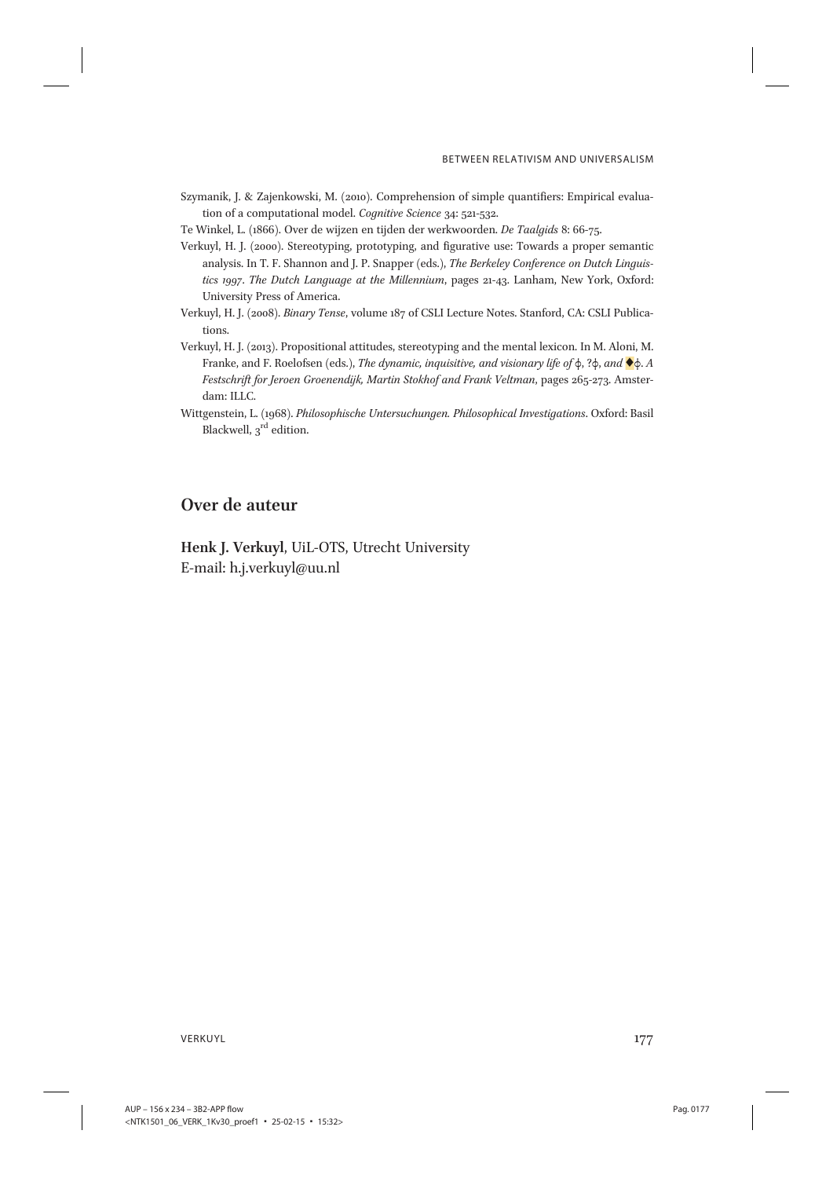Szymanik, J. & Zajenkowski, M. (2010). Comprehension of simple quantifiers: Empirical evaluation of a computational model. *Cognitive Science* 34: 521-532.

Te Winkel, L. (1866). Over de wijzen en tijden der werkwoorden. *De Taalgids* 8: 66-75.

Verkuyl, H. J. (2000). Stereotyping, prototyping, and figurative use: Towards a proper semantic analysis. In T. F. Shannon and J. P. Snapper (eds.), *The Berkeley Conference on Dutch Linguistics 1997. The Dutch Language at the Millennium*, pages 21-43. Lanham, New York, Oxford: University Press of America.

Verkuyl, H. J. (2008). *Binary Tense*, volume 187 of CSLI Lecture Notes. Stanford, CA: CSLI Publications.

Verkuyl, H. J. (2013). Propositional attitudes, stereotyping and the mental lexicon. In M. Aloni, M. Franke, and F. Roelofsen (eds.), *The dynamic, inquisitive, and visionary life of* ϕ, ?ϕ, *and* ◆ϕ. *A Festschrift for Jeroen Groenendijk, Martin Stokhof and Frank Veltman*, pages 265-273. Amsterdam: ILLC.

Wittgenstein, L. (1968). *Philosophische Untersuchungen. Philosophical Investigations*. Oxford: Basil Blackwell, 3rd edition.

## Over de auteur

**Henk J. Verkuyl**, UiL-OTS, Utrecht University
E-mail: h.j.verkuyl@uu.nl